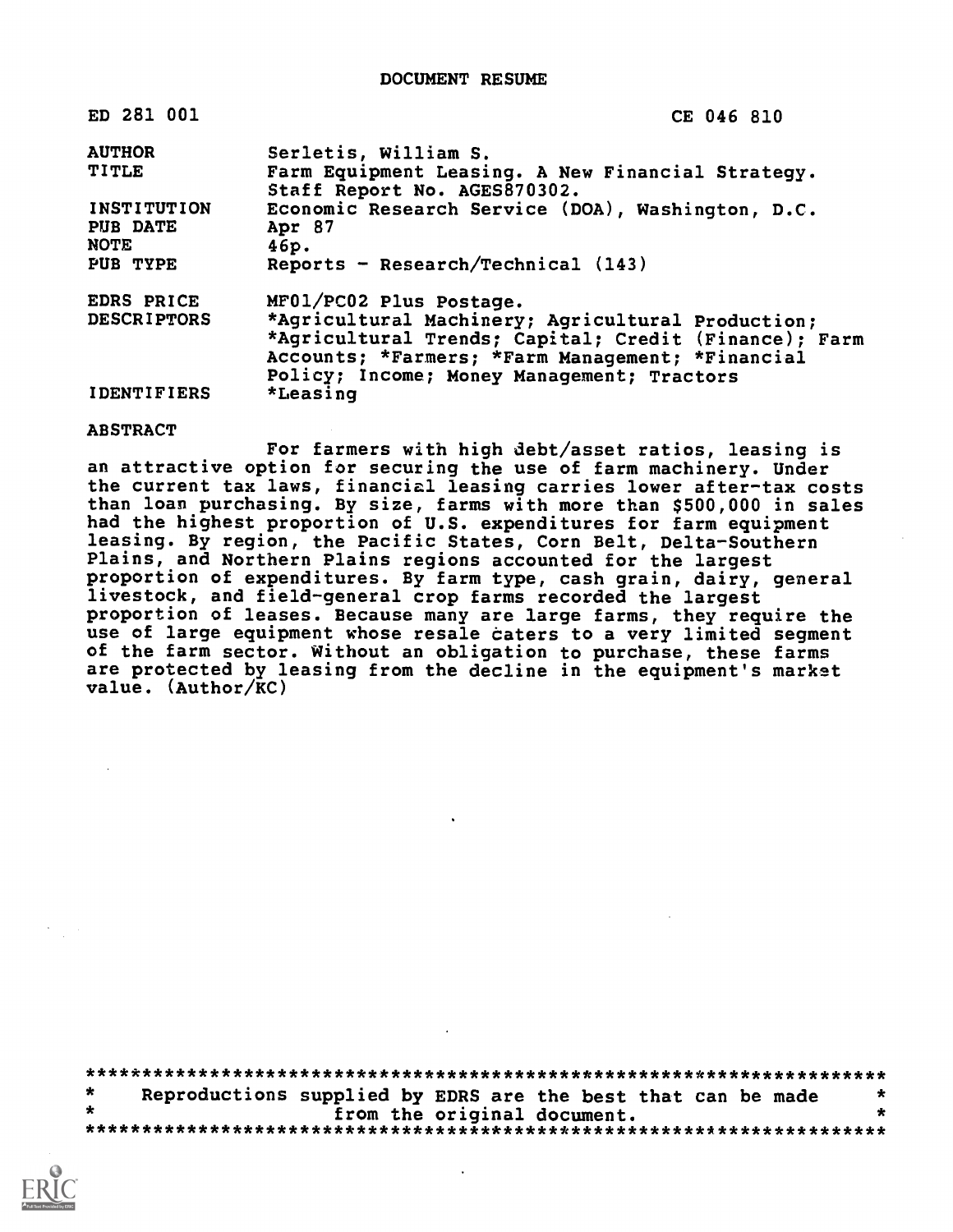# DOCUMENT RESUME

| | |
|---|---|
| ED 281 001 | CE 046 810 |
| AUTHOR | Serletis, William S. |
| TITLE | Farm Equipment Leasing. A New Financial Strategy. Staff Report No. AGES870302. |
| INSTITUTION | Economic Research Service (DOA), Washington, D.C. |
| PUB DATE | Apr 87 |
| NOTE | 46p. |
| PUB TYPE | Reports - Research/Technical (143) |
| EDRS PRICE | MF01/PC02 Plus Postage. |
| DESCRIPTORS | *Agricultural Machinery; Agricultural Production; *Agricultural Trends; Capital; Credit (Finance); Farm Accounts; *Farmers; *Farm Management; *Financial Policy; Income; Money Management; Tractors |
| IDENTIFIERS | *Leasing |

## ABSTRACT

For farmers with high debt/asset ratios, leasing is an attractive option for securing the use of farm machinery. Under the current tax laws, financial leasing carries lower after-tax costs than loan purchasing. By size, farms with more than $500,000 in sales had the highest proportion of U.S. expenditures for farm equipment leasing. By region, the Pacific States, Corn Belt, Delta-Southern Plains, and Northern Plains regions accounted for the largest proportion of expenditures. By farm type, cash grain, dairy, general livestock, and field-general crop farms recorded the largest proportion of leases. Because many are large farms, they require the use of large equipment whose resale caters to a very limited segment of the farm sector. Without an obligation to purchase, these farms are protected by leasing from the decline in the equipment's market value. (Author/KC)

***********************************************************************
* Reproductions supplied by EDRS are the best that can be made *
* from the original document. *
***********************************************************************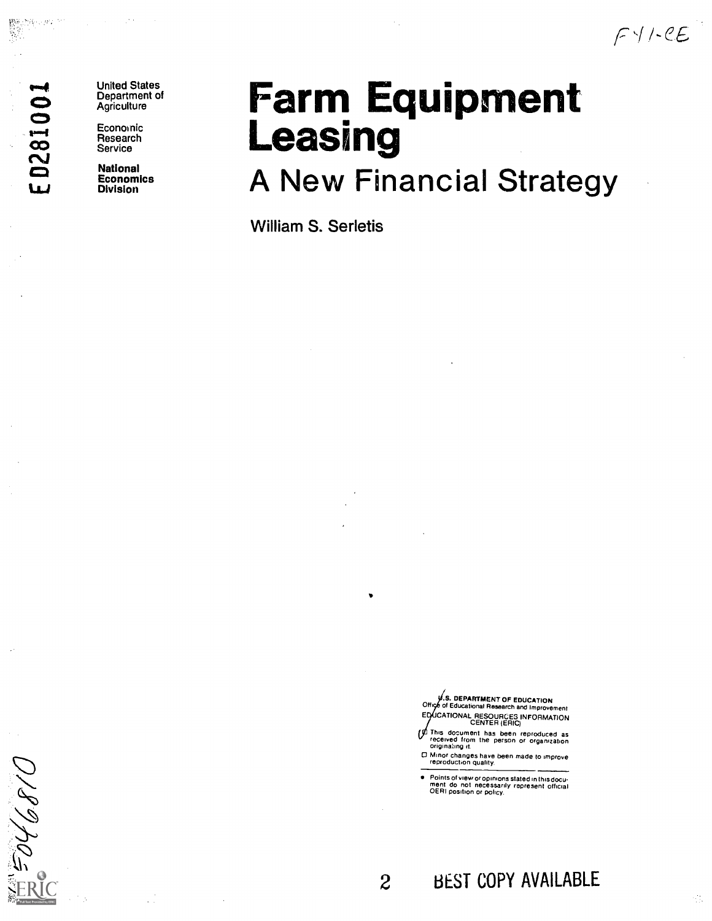United States Department of Agriculture

Economic Research Service

**National Economics Division**

# Farm Equipment Leasing

## A New Financial Strategy

William S. Serletis

U.S. DEPARTMENT OF EDUCATION
Office of Educational Research and Improvement
EDUCATIONAL RESOURCES INFORMATION CENTER (ERIC)

- This document has been reproduced as received from the person or organization originating it.
- Minor changes have been made to improve reproduction quality.

- Points of view or opinions stated in this document do not necessarily represent official OERI position or policy.

BEST COPY AVAILABLE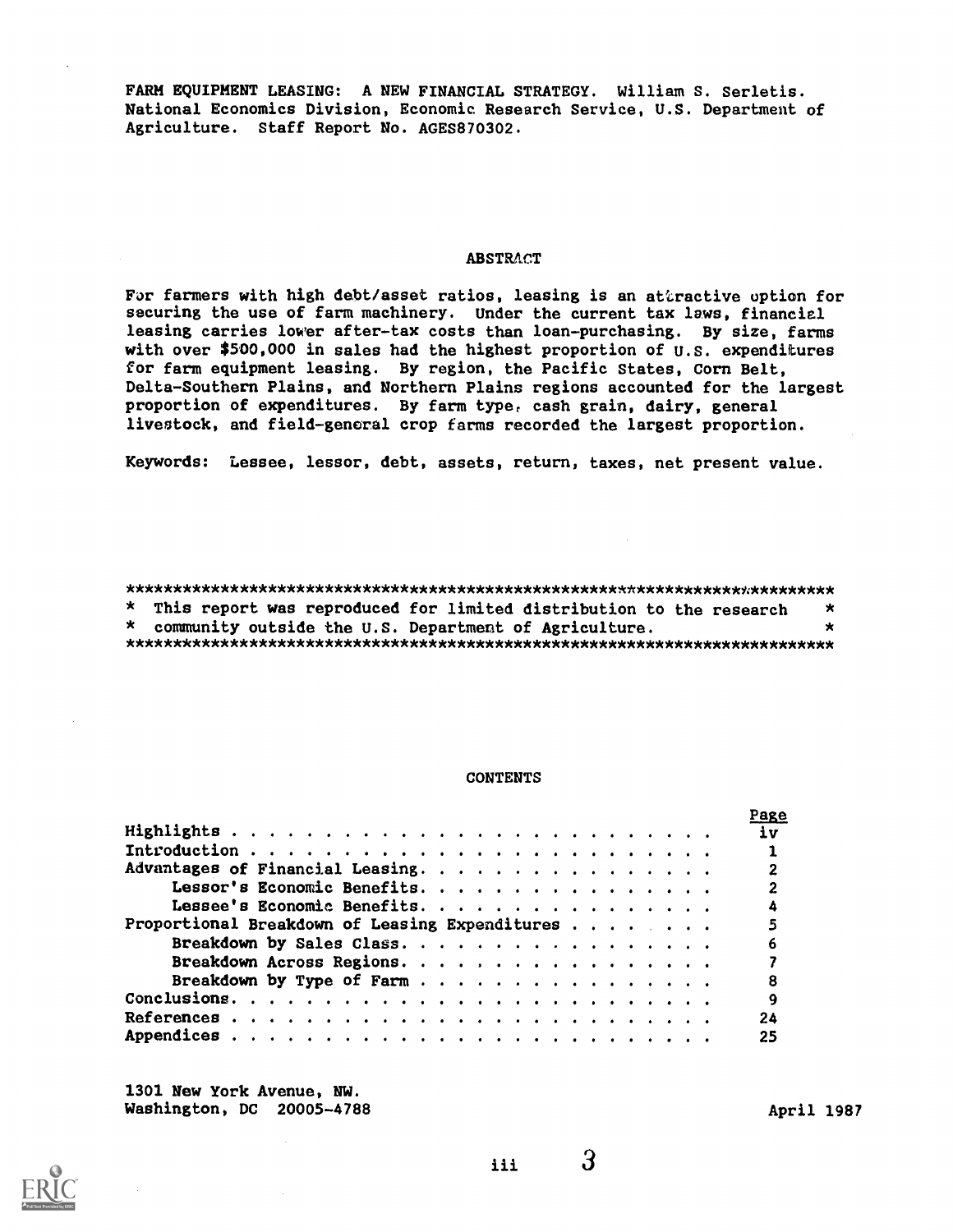FARM EQUIPMENT LEASING: A NEW FINANCIAL STRATEGY. William S. Serletis. National Economics Division, Economic Research Service, U.S. Department of Agriculture. Staff Report No. AGES870302.

## ABSTRACT

For farmers with high debt/asset ratios, leasing is an attractive option for securing the use of farm machinery. Under the current tax laws, financial leasing carries lower after-tax costs than loan-purchasing. By size, farms with over $500,000 in sales had the highest proportion of U.S. expenditures for farm equipment leasing. By region, the Pacific States, Corn Belt, Delta-Southern Plains, and Northern Plains regions accounted for the largest proportion of expenditures. By farm type, cash grain, dairy, general livestock, and field-general crop farms recorded the largest proportion.

Keywords: Lessee, lessor, debt, assets, return, taxes, net present value.

****************************************************************************
* This report was reproduced for limited distribution to the research *
* community outside the U.S. Department of Agriculture. *
****************************************************************************

## CONTENTS

| | Page |
|---|---|
| Highlights | iv |
| Introduction | 1 |
| Advantages of Financial Leasing | 2 |
| Lessor's Economic Benefits | 2 |
| Lessee's Economic Benefits | 4 |
| Proportional Breakdown of Leasing Expenditures | 5 |
| Breakdown by Sales Class | 6 |
| Breakdown Across Regions | 7 |
| Breakdown by Type of Farm | 8 |
| Conclusions | 9 |
| References | 24 |
| Appendices | 25 |

1301 New York Avenue, NW.
Washington, DC 20005-4788

April 1987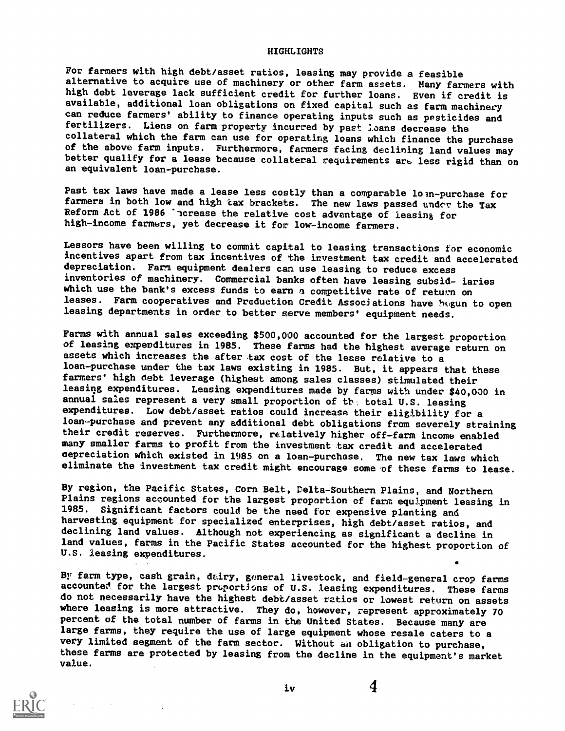# HIGHLIGHTS

For farmers with high debt/asset ratios, leasing may provide a feasible alternative to acquire use of machinery or other farm assets. Many farmers with high debt leverage lack sufficient credit for further loans. Even if credit is available, additional loan obligations on fixed capital such as farm machinery can reduce farmers' ability to finance operating inputs such as pesticides and fertilizers. Liens on farm property incurred by past loans decrease the collateral which the farm can use for operating loans which finance the purchase of the above farm inputs. Furthermore, farmers facing declining land values may better qualify for a lease because collateral requirements are less rigid than on an equivalent loan-purchase.

Past tax laws have made a lease less costly than a comparable loan-purchase for farmers in both low and high tax brackets. The new laws passed under the Tax Reform Act of 1986 increase the relative cost advantage of leasing for high-income farmers, yet decrease it for low-income farmers.

Lessors have been willing to commit capital to leasing transactions for economic incentives apart from tax incentives of the investment tax credit and accelerated depreciation. Farm equipment dealers can use leasing to reduce excess inventories of machinery. Commercial banks often have leasing subsidiaries which use the bank's excess funds to earn a competitive rate of return on leases. Farm cooperatives and Production Credit Associations have begun to open leasing departments in order to better serve members' equipment needs.

Farms with annual sales exceeding $500,000 accounted for the largest proportion of leasing expenditures in 1985. These farms had the highest average return on assets which increases the after-tax cost of the lease relative to a loan-purchase under the tax laws existing in 1985. But, it appears that these farmers' high debt leverage (highest among sales classes) stimulated their leasing expenditures. Leasing expenditures made by farms with under $40,000 in annual sales represent a very small proportion of the total U.S. leasing expenditures. Low debt/asset ratios could increase their eligibility for a loan-purchase and prevent any additional debt obligations from severely straining their credit reserves. Furthermore, relatively higher off-farm income enabled many smaller farms to profit from the investment tax credit and accelerated depreciation which existed in 1985 on a loan-purchase. The new tax laws which eliminate the investment tax credit might encourage some of these farms to lease.

By region, the Pacific States, Corn Belt, Delta-Southern Plains, and Northern Plains regions accounted for the largest proportion of farm equipment leasing in 1985. Significant factors could be the need for expensive planting and harvesting equipment for specialized enterprises, high debt/asset ratios, and declining land values. Although not experiencing as significant a decline in land values, farms in the Pacific States accounted for the highest proportion of U.S. leasing expenditures.

By farm type, cash grain, dairy, general livestock, and field-general crop farms accounted for the largest proportions of U.S. leasing expenditures. These farms do not necessarily have the highest debt/asset ratios or lowest return on assets where leasing is more attractive. They do, however, represent approximately 70 percent of the total number of farms in the United States. Because many are large farms, they require the use of large equipment whose resale caters to a very limited segment of the farm sector. Without an obligation to purchase, these farms are protected by leasing from the decline in the equipment's market value.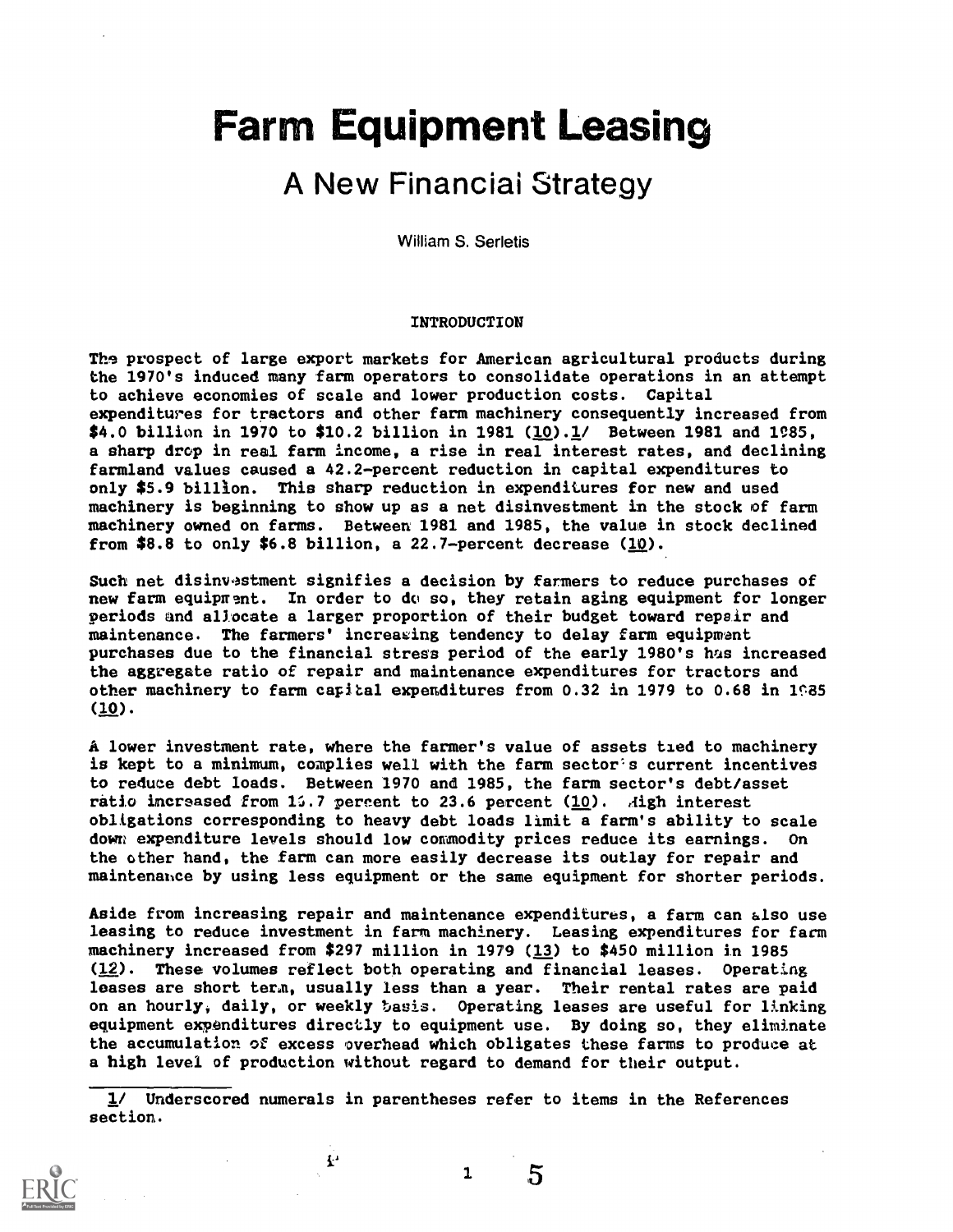# Farm Equipment Leasing

## A New Financial Strategy

William S. Serletis

### INTRODUCTION

The prospect of large export markets for American agricultural products during the 1970's induced many farm operators to consolidate operations in an attempt to achieve economies of scale and lower production costs. Capital expenditures for tractors and other farm machinery consequently increased from $4.0 billion in 1970 to $10.2 billion in 1981 (10).1/ Between 1981 and 1985, a sharp drop in real farm income, a rise in real interest rates, and declining farmland values caused a 42.2-percent reduction in capital expenditures to only $5.9 billion. This sharp reduction in expenditures for new and used machinery is beginning to show up as a net disinvestment in the stock of farm machinery owned on farms. Between 1981 and 1985, the value in stock declined from $8.8 to only $6.8 billion, a 22.7-percent decrease (10).

Such net disinvestment signifies a decision by farmers to reduce purchases of new farm equipment. In order to do so, they retain aging equipment for longer periods and allocate a larger proportion of their budget toward repair and maintenance. The farmers' increasing tendency to delay farm equipment purchases due to the financial stress period of the early 1980's has increased the aggregate ratio of repair and maintenance expenditures for tractors and other machinery to farm capital expenditures from 0.32 in 1979 to 0.68 in 1985 (10).

A lower investment rate, where the farmer's value of assets tied to machinery is kept to a minimum, complies well with the farm sector's current incentives to reduce debt loads. Between 1970 and 1985, the farm sector's debt/asset ratio increased from 15.7 percent to 23.6 percent (10). High interest obligations corresponding to heavy debt loads limit a farm's ability to scale down expenditure levels should low commodity prices reduce its earnings. On the other hand, the farm can more easily decrease its outlay for repair and maintenance by using less equipment or the same equipment for shorter periods.

Aside from increasing repair and maintenance expenditures, a farm can also use leasing to reduce investment in farm machinery. Leasing expenditures for farm machinery increased from $297 million in 1979 (13) to $450 million in 1985 (12). These volumes reflect both operating and financial leases. Operating leases are short term, usually less than a year. Their rental rates are paid on an hourly, daily, or weekly basis. Operating leases are useful for linking equipment expenditures directly to equipment use. By doing so, they eliminate the accumulation of excess overhead which obligates these farms to produce at a high level of production without regard to demand for their output.

1/ Underscored numerals in parentheses refer to items in the References section.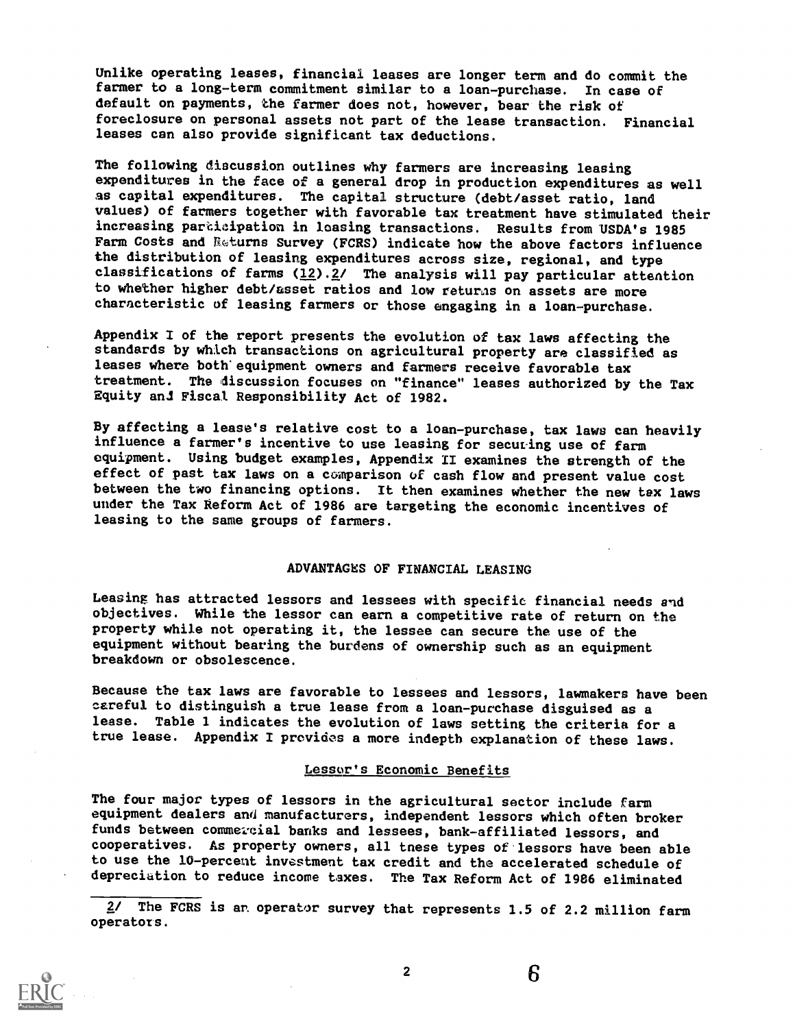Unlike operating leases, financial leases are longer term and do commit the farmer to a long-term commitment similar to a loan-purchase. In case of default on payments, the farmer does not, however, bear the risk of foreclosure on personal assets not part of the lease transaction. Financial leases can also provide significant tax deductions.

The following discussion outlines why farmers are increasing leasing expenditures in the face of a general drop in production expenditures as well as capital expenditures. The capital structure (debt/asset ratio, land values) of farmers together with favorable tax treatment have stimulated their increasing participation in leasing transactions. Results from USDA's 1985 Farm Costs and Returns Survey (FCRS) indicate how the above factors influence the distribution of leasing expenditures across size, regional, and type classifications of farms (12).2/ The analysis will pay particular attention to whether higher debt/asset ratios and low returns on assets are more characteristic of leasing farmers or those engaging in a loan-purchase.

Appendix I of the report presents the evolution of tax laws affecting the standards by which transactions on agricultural property are classified as leases where both equipment owners and farmers receive favorable tax treatment. The discussion focuses on "finance" leases authorized by the Tax Equity and Fiscal Responsibility Act of 1982.

By affecting a lease's relative cost to a loan-purchase, tax laws can heavily influence a farmer's incentive to use leasing for securing use of farm equipment. Using budget examples, Appendix II examines the strength of the effect of past tax laws on a comparison of cash flow and present value cost between the two financing options. It then examines whether the new tax laws under the Tax Reform Act of 1986 are targeting the economic incentives of leasing to the same groups of farmers.

## ADVANTAGES OF FINANCIAL LEASING

Leasing has attracted lessors and lessees with specific financial needs and objectives. While the lessor can earn a competitive rate of return on the property while not operating it, the lessee can secure the use of the equipment without bearing the burdens of ownership such as an equipment breakdown or obsolescence.

Because the tax laws are favorable to lessees and lessors, lawmakers have been careful to distinguish a true lease from a loan-purchase disguised as a lease. Table 1 indicates the evolution of laws setting the criteria for a true lease. Appendix I provides a more indepth explanation of these laws.

### Lessor's Economic Benefits

The four major types of lessors in the agricultural sector include farm equipment dealers and manufacturers, independent lessors which often broker funds between commercial banks and lessees, bank-affiliated lessors, and cooperatives. As property owners, all these types of lessors have been able to use the 10-percent investment tax credit and the accelerated schedule of depreciation to reduce income taxes. The Tax Reform Act of 1986 eliminated

2/ The FCRS is an operator survey that represents 1.5 of 2.2 million farm operators.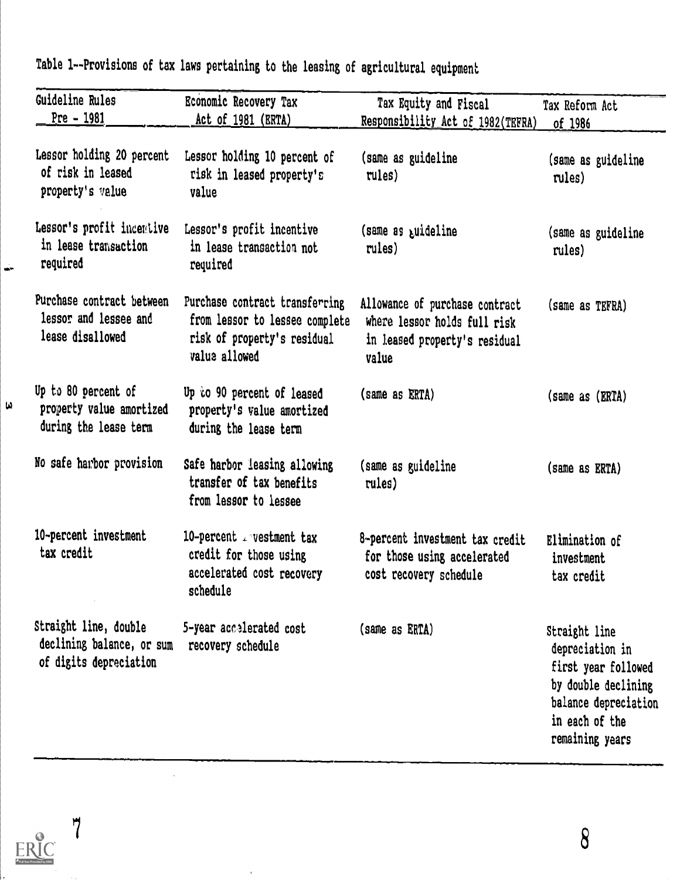Table 1--Provisions of tax laws pertaining to the leasing of agricultural equipment

| Guideline Rules Pre - 1981 | Economic Recovery Tax Act of 1981 (ERTA) | Tax Equity and Fiscal Responsibility Act of 1982(TEFRA) | Tax Reform Act of 1986 |
|---|---|---|---|
| Lessor holding 20 percent of risk in leased property's value | Lessor holding 10 percent of risk in leased property's value | (same as guideline rules) | (same as guideline rules) |
| Lessor's profit incentive in lease transaction required | Lessor's profit incentive in lease transaction not required | (same as guideline rules) | (same as guideline rules) |
| Purchase contract between lessor and lessee and lease disallowed | Purchase contract transferring from lessor to lessee complete risk of property's residual value allowed | Allowance of purchase contract where lessor holds full risk in leased property's residual value | (same as TEFRA) |
| Up to 80 percent of property value amortized during the lease term | Up to 90 percent of leased property's value amortized during the lease term | (same as ERTA) | (same as (ERTA) |
| No safe harbor provision | Safe harbor leasing allowing transfer of tax benefits from lessor to lessee | (same as guideline rules) | (same as ERTA) |
| 10-percent investment tax credit | 10-percent investment tax credit for those using accelerated cost recovery schedule | 8-percent investment tax credit for those using accelerated cost recovery schedule | Elimination of investment tax credit |
| Straight line, double declining balance, or sum of digits depreciation | 5-year accelerated cost recovery schedule | (same as ERTA) | Straight line depreciation in first year followed by double declining balance depreciation in each of the remaining years |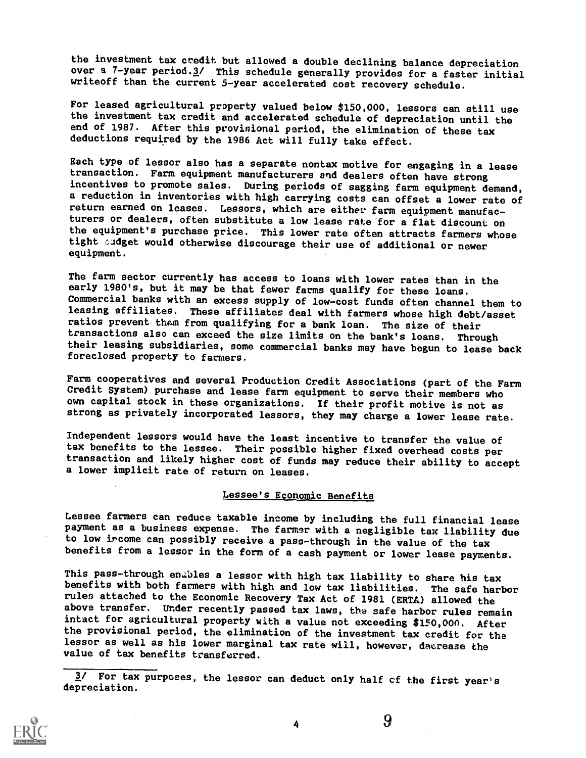the investment tax credit but allowed a double declining balance depreciation over a 7-year period.[3] This schedule generally provides for a faster initial writeoff than the current 5-year accelerated cost recovery schedule.

For leased agricultural property valued below $150,000, lessors can still use the investment tax credit and accelerated schedule of depreciation until the end of 1987. After this provisional period, the elimination of these tax deductions required by the 1986 Act will fully take effect.

Each type of lessor also has a separate nontax motive for engaging in a lease transaction. Farm equipment manufacturers and dealers often have strong incentives to promote sales. During periods of sagging farm equipment demand, a reduction in inventories with high carrying costs can offset a lower rate of return earned on leases. Lessors, which are either farm equipment manufacturers or dealers, often substitute a low lease rate for a flat discount on the equipment's purchase price. This lower rate often attracts farmers whose tight budget would otherwise discourage their use of additional or newer equipment.

The farm sector currently has access to loans with lower rates than in the early 1980's, but it may be that fewer farms qualify for these loans. Commercial banks with an excess supply of low-cost funds often channel them to leasing affiliates. These affiliates deal with farmers whose high debt/asset ratios prevent them from qualifying for a bank loan. The size of their transactions also can exceed the size limits on the bank's loans. Through their leasing subsidiaries, some commercial banks may have begun to lease back foreclosed property to farmers.

Farm cooperatives and several Production Credit Associations (part of the Farm Credit System) purchase and lease farm equipment to serve their members who own capital stock in these organizations. If their profit motive is not as strong as privately incorporated lessors, they may charge a lower lease rate.

Independent lessors would have the least incentive to transfer the value of tax benefits to the lessee. Their possible higher fixed overhead costs per transaction and likely higher cost of funds may reduce their ability to accept a lower implicit rate of return on leases.

## Lessee's Economic Benefits

Lessee farmers can reduce taxable income by including the full financial lease payment as a business expense. The farmer with a negligible tax liability due to low income can possibly receive a pass-through in the value of the tax benefits from a lessor in the form of a cash payment or lower lease payments.

This pass-through enables a lessor with high tax liability to share his tax benefits with both farmers with high and low tax liabilities. The safe harbor rules attached to the Economic Recovery Tax Act of 1981 (ERTA) allowed the above transfer. Under recently passed tax laws, the safe harbor rules remain intact for agricultural property with a value not exceeding $150,000. After the provisional period, the elimination of the investment tax credit for the lessor as well as his lower marginal tax rate will, however, decrease the value of tax benefits transferred.

---

[3] For tax purposes, the lessor can deduct only half of the first year's depreciation.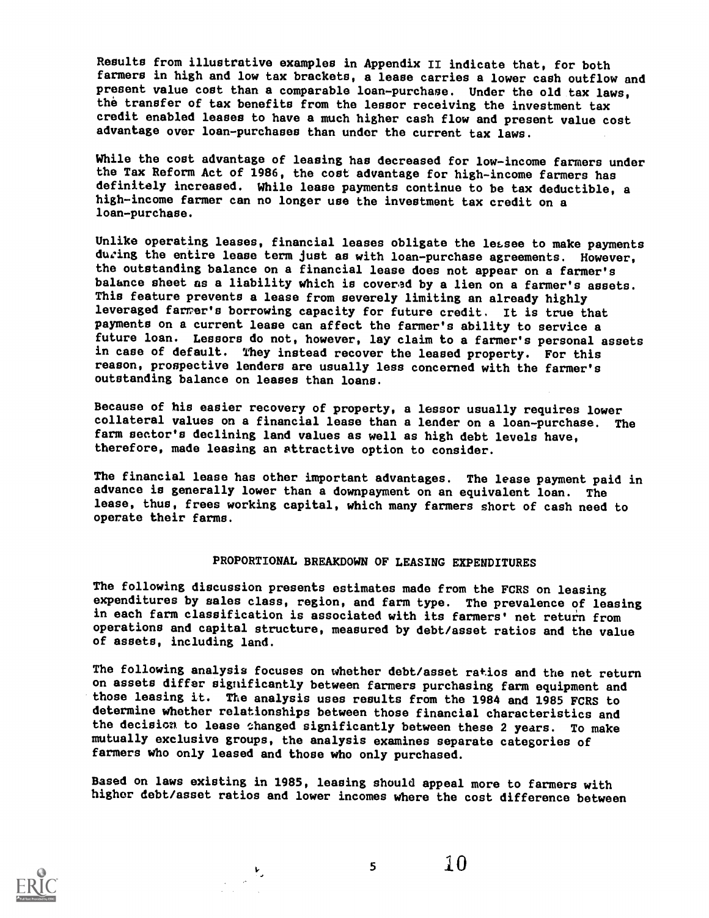Results from illustrative examples in Appendix II indicate that, for both farmers in high and low tax brackets, a lease carries a lower cash outflow and present value cost than a comparable loan-purchase. Under the old tax laws, the transfer of tax benefits from the lessor receiving the investment tax credit enabled leases to have a much higher cash flow and present value cost advantage over loan-purchases than under the current tax laws.

While the cost advantage of leasing has decreased for low-income farmers under the Tax Reform Act of 1986, the cost advantage for high-income farmers has definitely increased. While lease payments continue to be tax deductible, a high-income farmer can no longer use the investment tax credit on a loan-purchase.

Unlike operating leases, financial leases obligate the lessee to make payments during the entire lease term just as with loan-purchase agreements. However, the outstanding balance on a financial lease does not appear on a farmer's balance sheet as a liability which is covered by a lien on a farmer's assets. This feature prevents a lease from severely limiting an already highly leveraged farmer's borrowing capacity for future credit. It is true that payments on a current lease can affect the farmer's ability to service a future loan. Lessors do not, however, lay claim to a farmer's personal assets in case of default. They instead recover the leased property. For this reason, prospective lenders are usually less concerned with the farmer's outstanding balance on leases than loans.

Because of his easier recovery of property, a lessor usually requires lower collateral values on a financial lease than a lender on a loan-purchase. The farm sector's declining land values as well as high debt levels have, therefore, made leasing an attractive option to consider.

The financial lease has other important advantages. The lease payment paid in advance is generally lower than a downpayment on an equivalent loan. The lease, thus, frees working capital, which many farmers short of cash need to operate their farms.

## PROPORTIONAL BREAKDOWN OF LEASING EXPENDITURES

The following discussion presents estimates made from the FCRS on leasing expenditures by sales class, region, and farm type. The prevalence of leasing in each farm classification is associated with its farmers' net return from operations and capital structure, measured by debt/asset ratios and the value of assets, including land.

The following analysis focuses on whether debt/asset ratios and the net return on assets differ significantly between farmers purchasing farm equipment and those leasing it. The analysis uses results from the 1984 and 1985 FCRS to determine whether relationships between those financial characteristics and the decision to lease changed significantly between these 2 years. To make mutually exclusive groups, the analysis examines separate categories of farmers who only leased and those who only purchased.

Based on laws existing in 1985, leasing should appeal more to farmers with higher debt/asset ratios and lower incomes where the cost difference between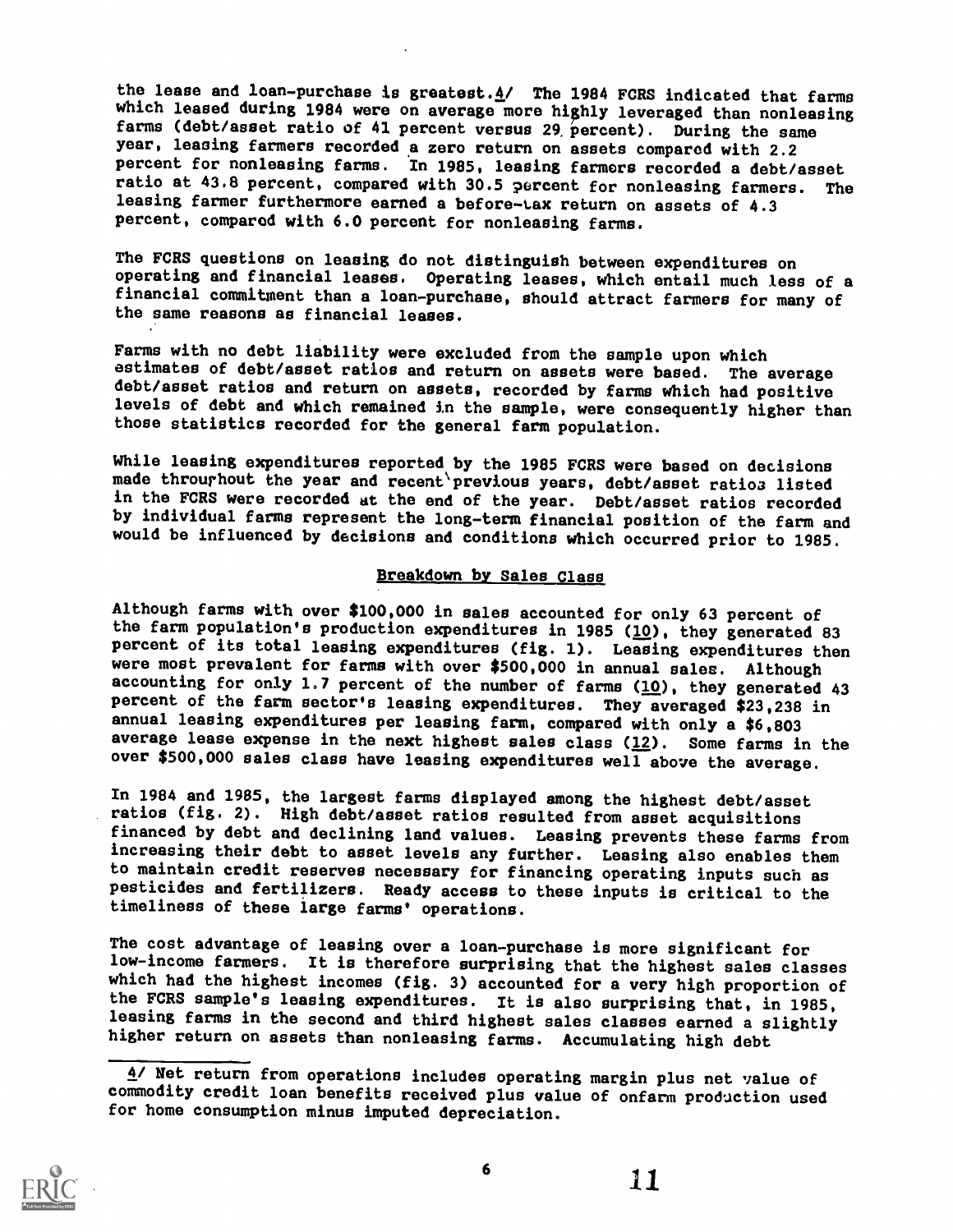the lease and loan-purchase is greatest.4/ The 1984 FCRS indicated that farms which leased during 1984 were on average more highly leveraged than nonleasing farms (debt/asset ratio of 41 percent versus 29 percent). During the same year, leasing farmers recorded a zero return on assets compared with 2.2 percent for nonleasing farms. In 1985, leasing farmers recorded a debt/asset ratio at 43.8 percent, compared with 30.5 percent for nonleasing farmers. The leasing farmer furthermore earned a before-tax return on assets of 4.3 percent, compared with 6.0 percent for nonleasing farms.

The FCRS questions on leasing do not distinguish between expenditures on operating and financial leases. Operating leases, which entail much less of a financial commitment than a loan-purchase, should attract farmers for many of the same reasons as financial leases.

Farms with no debt liability were excluded from the sample upon which estimates of debt/asset ratios and return on assets were based. The average debt/asset ratios and return on assets, recorded by farms which had positive levels of debt and which remained in the sample, were consequently higher than those statistics recorded for the general farm population.

While leasing expenditures reported by the 1985 FCRS were based on decisions made throughout the year and recent previous years, debt/asset ratios listed in the FCRS were recorded at the end of the year. Debt/asset ratios recorded by individual farms represent the long-term financial position of the farm and would be influenced by decisions and conditions which occurred prior to 1985.

## Breakdown by Sales Class

Although farms with over $100,000 in sales accounted for only 63 percent of the farm population's production expenditures in 1985 (10), they generated 83 percent of its total leasing expenditures (fig. 1). Leasing expenditures then were most prevalent for farms with over $500,000 in annual sales. Although accounting for only 1.7 percent of the number of farms (10), they generated 43 percent of the farm sector's leasing expenditures. They averaged $23,238 in annual leasing expenditures per leasing farm, compared with only a $6,803 average lease expense in the next highest sales class (12). Some farms in the over $500,000 sales class have leasing expenditures well above the average.

In 1984 and 1985, the largest farms displayed among the highest debt/asset ratios (fig. 2). High debt/asset ratios resulted from asset acquisitions financed by debt and declining land values. Leasing prevents these farms from increasing their debt to asset levels any further. Leasing also enables them to maintain credit reserves necessary for financing operating inputs such as pesticides and fertilizers. Ready access to these inputs is critical to the timeliness of these large farms' operations.

The cost advantage of leasing over a loan-purchase is more significant for low-income farmers. It is therefore surprising that the highest sales classes which had the highest incomes (fig. 3) accounted for a very high proportion of the FCRS sample's leasing expenditures. It is also surprising that, in 1985, leasing farms in the second and third highest sales classes earned a slightly higher return on assets than nonleasing farms. Accumulating high debt

---

4/ Net return from operations includes operating margin plus net value of commodity credit loan benefits received plus value of onfarm production used for home consumption minus imputed depreciation.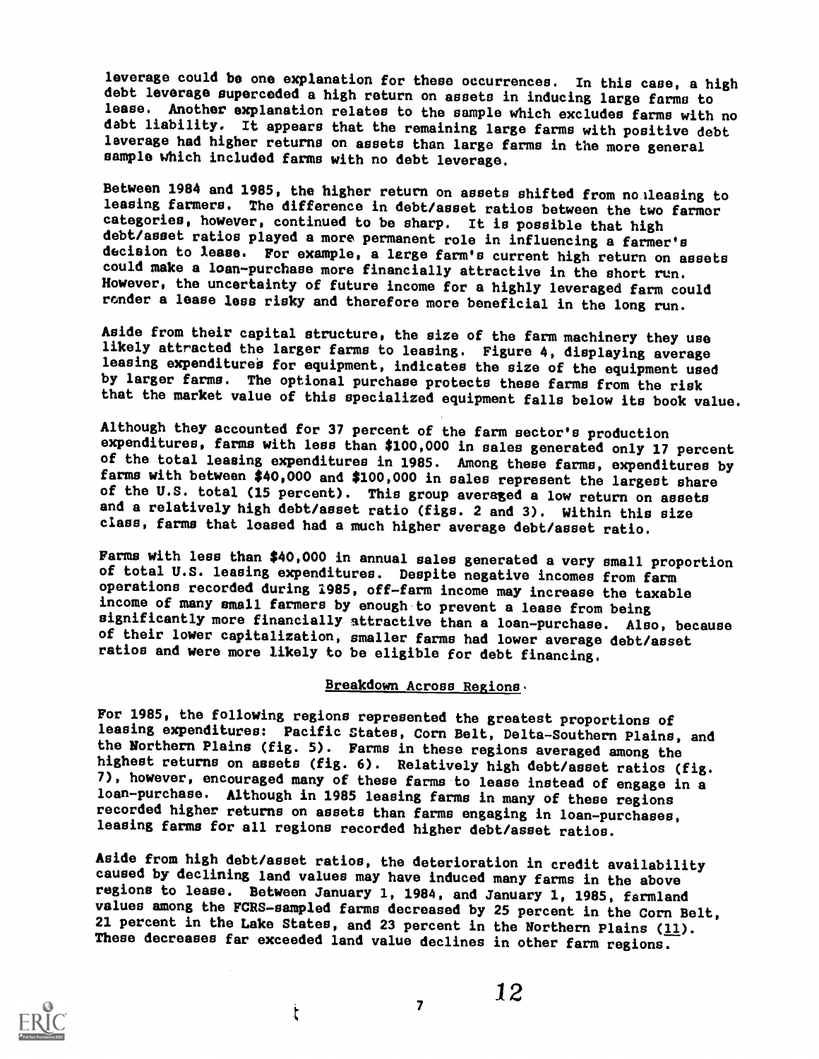leverage could be one explanation for these occurrences. In this case, a high debt leverage superceded a high return on assets in inducing large farms to lease. Another explanation relates to the sample which excludes farms with no debt liability. It appears that the remaining large farms with positive debt leverage had higher returns on assets than large farms in the more general sample which included farms with no debt leverage.

Between 1984 and 1985, the higher return on assets shifted from nonleasing to leasing farmers. The difference in debt/asset ratios between the two farmer categories, however, continued to be sharp. It is possible that high debt/asset ratios played a more permanent role in influencing a farmer's decision to lease. For example, a large farm's current high return on assets could make a loan-purchase more financially attractive in the short run. However, the uncertainty of future income for a highly leveraged farm could render a lease less risky and therefore more beneficial in the long run.

Aside from their capital structure, the size of the farm machinery they use likely attracted the larger farms to leasing. Figure 4, displaying average leasing expenditures for equipment, indicates the size of the equipment used by larger farms. The optional purchase protects these farms from the risk that the market value of this specialized equipment falls below its book value.

Although they accounted for 37 percent of the farm sector's production expenditures, farms with less than $100,000 in sales generated only 17 percent of the total leasing expenditures in 1985. Among these farms, expenditures by farms with between $40,000 and $100,000 in sales represent the largest share of the U.S. total (15 percent). This group averaged a low return on assets and a relatively high debt/asset ratio (figs. 2 and 3). Within this size class, farms that leased had a much higher average debt/asset ratio.

Farms with less than $40,000 in annual sales generated a very small proportion of total U.S. leasing expenditures. Despite negative incomes from farm operations recorded during 1985, off-farm income may increase the taxable income of many small farmers by enough to prevent a lease from being significantly more financially attractive than a loan-purchase. Also, because of their lower capitalization, smaller farms had lower average debt/asset ratios and were more likely to be eligible for debt financing.

## Breakdown Across Regions

For 1985, the following regions represented the greatest proportions of leasing expenditures: Pacific States, Corn Belt, Delta-Southern Plains, and the Northern Plains (fig. 5). Farms in these regions averaged among the highest returns on assets (fig. 6). Relatively high debt/asset ratios (fig. 7), however, encouraged many of these farms to lease instead of engage in a loan-purchase. Although in 1985 leasing farms in many of these regions recorded higher returns on assets than farms engaging in loan-purchases, leasing farms for all regions recorded higher debt/asset ratios.

Aside from high debt/asset ratios, the deterioration in credit availability caused by declining land values may have induced many farms in the above regions to lease. Between January 1, 1984, and January 1, 1985, farmland values among the FCRS-sampled farms decreased by 25 percent in the Corn Belt, 21 percent in the Lake States, and 23 percent in the Northern Plains (11). These decreases far exceeded land value declines in other farm regions.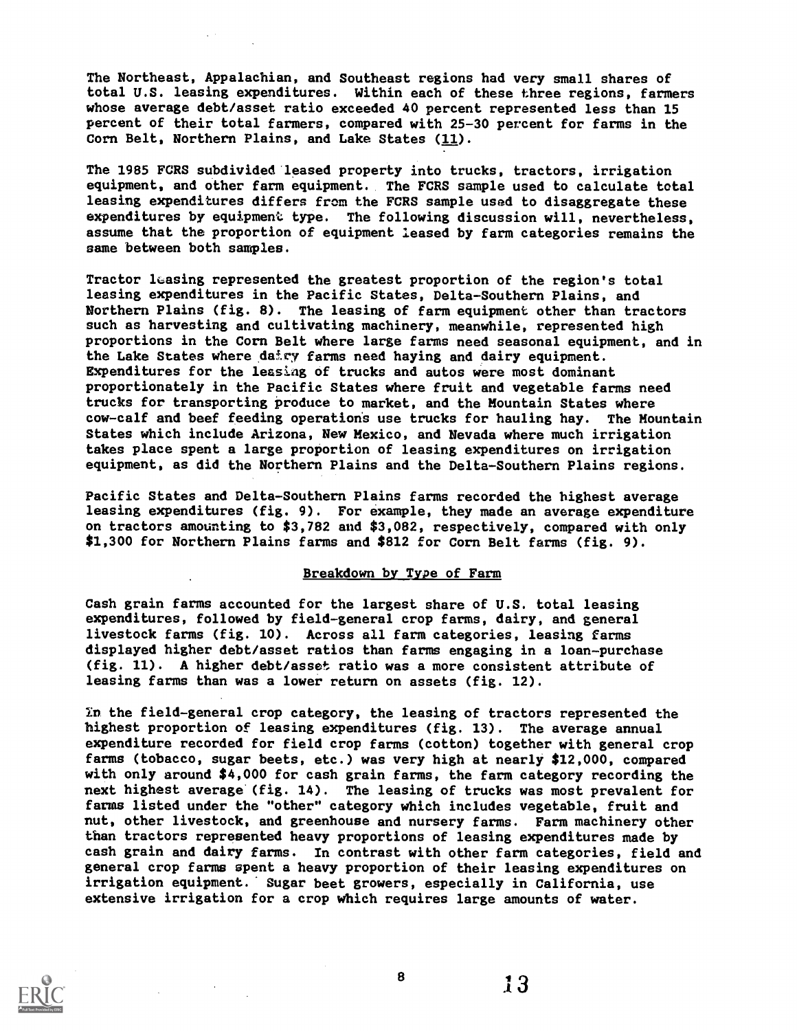The Northeast, Appalachian, and Southeast regions had very small shares of total U.S. leasing expenditures. Within each of these three regions, farmers whose average debt/asset ratio exceeded 40 percent represented less than 15 percent of their total farmers, compared with 25-30 percent for farms in the Corn Belt, Northern Plains, and Lake States (11).

The 1985 FCRS subdivided leased property into trucks, tractors, irrigation equipment, and other farm equipment. The FCRS sample used to calculate total leasing expenditures differs from the FCRS sample used to disaggregate these expenditures by equipment type. The following discussion will, nevertheless, assume that the proportion of equipment leased by farm categories remains the same between both samples.

Tractor leasing represented the greatest proportion of the region's total leasing expenditures in the Pacific States, Delta-Southern Plains, and Northern Plains (fig. 8). The leasing of farm equipment other than tractors such as harvesting and cultivating machinery, meanwhile, represented high proportions in the Corn Belt where large farms need seasonal equipment, and in the Lake States where dairy farms need haying and dairy equipment. Expenditures for the leasing of trucks and autos were most dominant proportionately in the Pacific States where fruit and vegetable farms need trucks for transporting produce to market, and the Mountain States where cow-calf and beef feeding operations use trucks for hauling hay. The Mountain States which include Arizona, New Mexico, and Nevada where much irrigation takes place spent a large proportion of leasing expenditures on irrigation equipment, as did the Northern Plains and the Delta-Southern Plains regions.

Pacific States and Delta-Southern Plains farms recorded the highest average leasing expenditures (fig. 9). For example, they made an average expenditure on tractors amounting to $3,782 and $3,082, respectively, compared with only $1,300 for Northern Plains farms and $812 for Corn Belt farms (fig. 9).

## Breakdown by Type of Farm

Cash grain farms accounted for the largest share of U.S. total leasing expenditures, followed by field-general crop farms, dairy, and general livestock farms (fig. 10). Across all farm categories, leasing farms displayed higher debt/asset ratios than farms engaging in a loan-purchase (fig. 11). A higher debt/asset ratio was a more consistent attribute of leasing farms than was a lower return on assets (fig. 12).

In the field-general crop category, the leasing of tractors represented the highest proportion of leasing expenditures (fig. 13). The average annual expenditure recorded for field crop farms (cotton) together with general crop farms (tobacco, sugar beets, etc.) was very high at nearly $12,000, compared with only around $4,000 for cash grain farms, the farm category recording the next highest average (fig. 14). The leasing of trucks was most prevalent for farms listed under the "other" category which includes vegetable, fruit and nut, other livestock, and greenhouse and nursery farms. Farm machinery other than tractors represented heavy proportions of leasing expenditures made by cash grain and dairy farms. In contrast with other farm categories, field and general crop farms spent a heavy proportion of their leasing expenditures on irrigation equipment. Sugar beet growers, especially in California, use extensive irrigation for a crop which requires large amounts of water.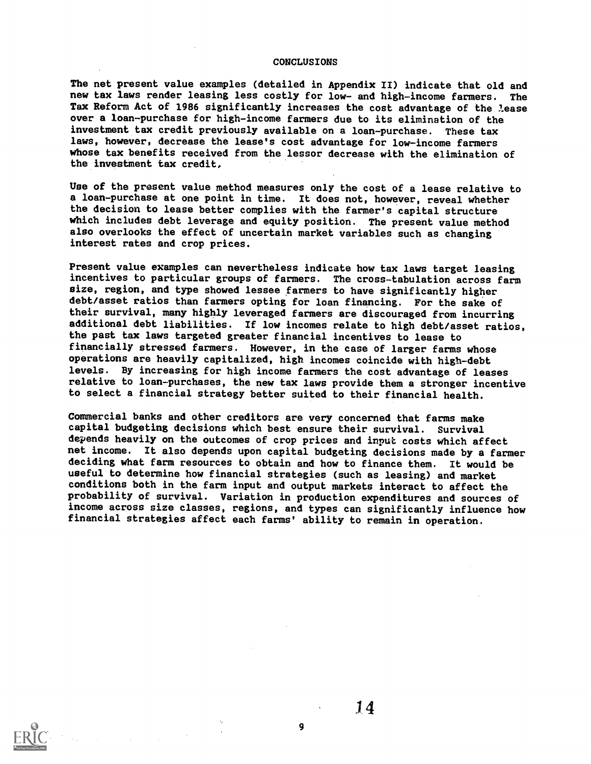## CONCLUSIONS

The net present value examples (detailed in Appendix II) indicate that old and new tax laws render leasing less costly for low- and high-income farmers. The Tax Reform Act of 1986 significantly increases the cost advantage of the lease over a loan-purchase for high-income farmers due to its elimination of the investment tax credit previously available on a loan-purchase. These tax laws, however, decrease the lease's cost advantage for low-income farmers whose tax benefits received from the lessor decrease with the elimination of the investment tax credit,

Use of the present value method measures only the cost of a lease relative to a loan-purchase at one point in time. It does not, however, reveal whether the decision to lease better complies with the farmer's capital structure which includes debt leverage and equity position. The present value method also overlooks the effect of uncertain market variables such as changing interest rates and crop prices.

Present value examples can nevertheless indicate how tax laws target leasing incentives to particular groups of farmers. The cross-tabulation across farm size, region, and type showed lessee farmers to have significantly higher debt/asset ratios than farmers opting for loan financing. For the sake of their survival, many highly leveraged farmers are discouraged from incurring additional debt liabilities. If low incomes relate to high debt/asset ratios, the past tax laws targeted greater financial incentives to lease to financially stressed farmers. However, in the case of larger farms whose operations are heavily capitalized, high incomes coincide with high-debt levels. By increasing for high income farmers the cost advantage of leases relative to loan-purchases, the new tax laws provide them a stronger incentive to select a financial strategy better suited to their financial health.

Commercial banks and other creditors are very concerned that farms make capital budgeting decisions which best ensure their survival. Survival depends heavily on the outcomes of crop prices and input costs which affect net income. It also depends upon capital budgeting decisions made by a farmer deciding what farm resources to obtain and how to finance them. It would be useful to determine how financial strategies (such as leasing) and market conditions both in the farm input and output markets interact to affect the probability of survival. Variation in production expenditures and sources of income across size classes, regions, and types can significantly influence how financial strategies affect each farms' ability to remain in operation.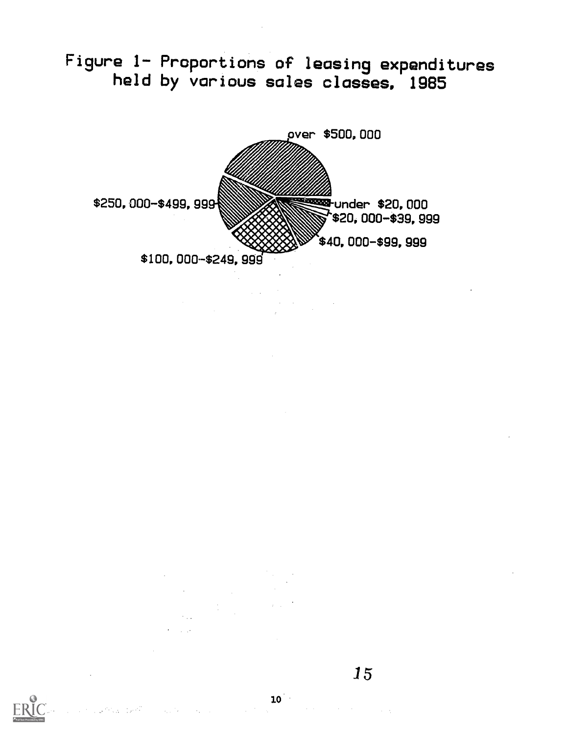Figure 1- Proportions of leasing expenditures held by various sales classes, 1985

over $500,000

$250,000-$499,999

under $20,000

$20,000-$39,999

$40,000-$99,999

$100,000-$249,999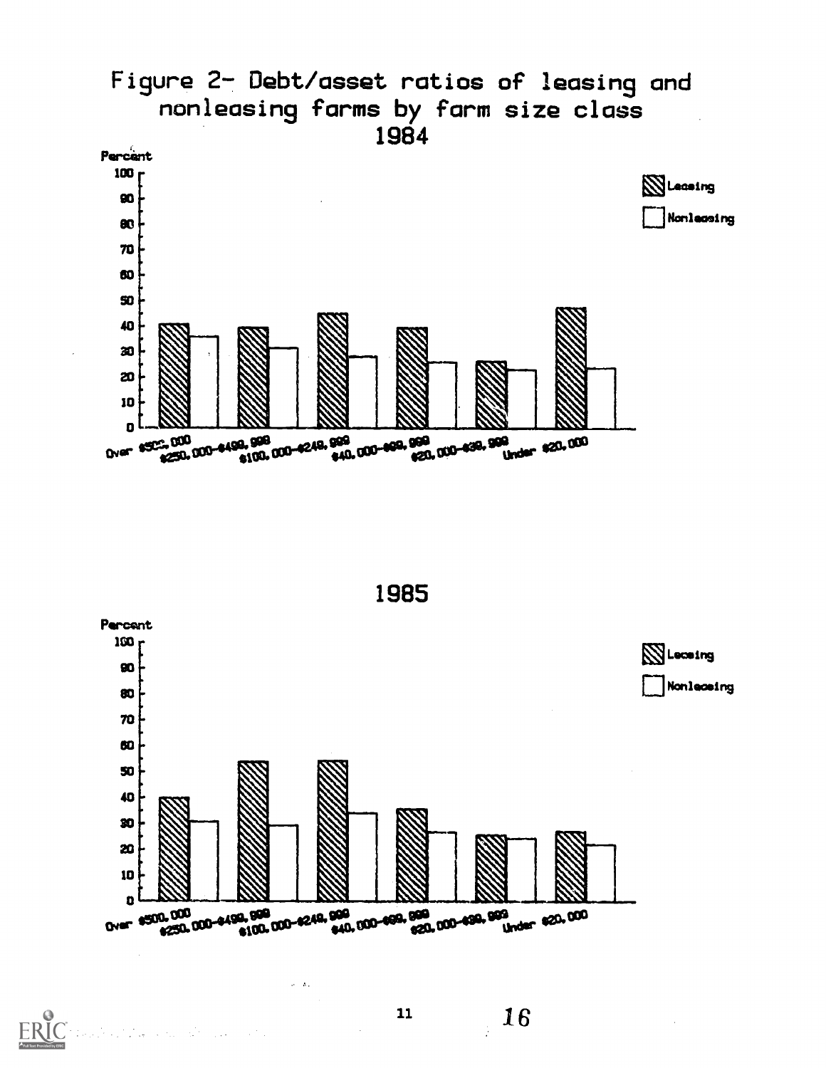Figure 2- Debt/asset ratios of leasing and nonleasing farms by farm size class

1984

Percent

100
90
80
70
60
50
40
30
20
10
0

Leasing
Nonleasing

Over $500,000 | $250,000-$499,999 | $100,000-$249,999 | $40,000-$99,999 | $20,000-$39,999 | Under $20,000

1985

Percent

100
90
80
70
60
50
40
30
20
10
0

Leasing
Nonleasing

Over $500,000 | $250,000-$499,999 | $100,000-$249,999 | $40,000-$99,999 | $20,000-$39,999 | Under $20,000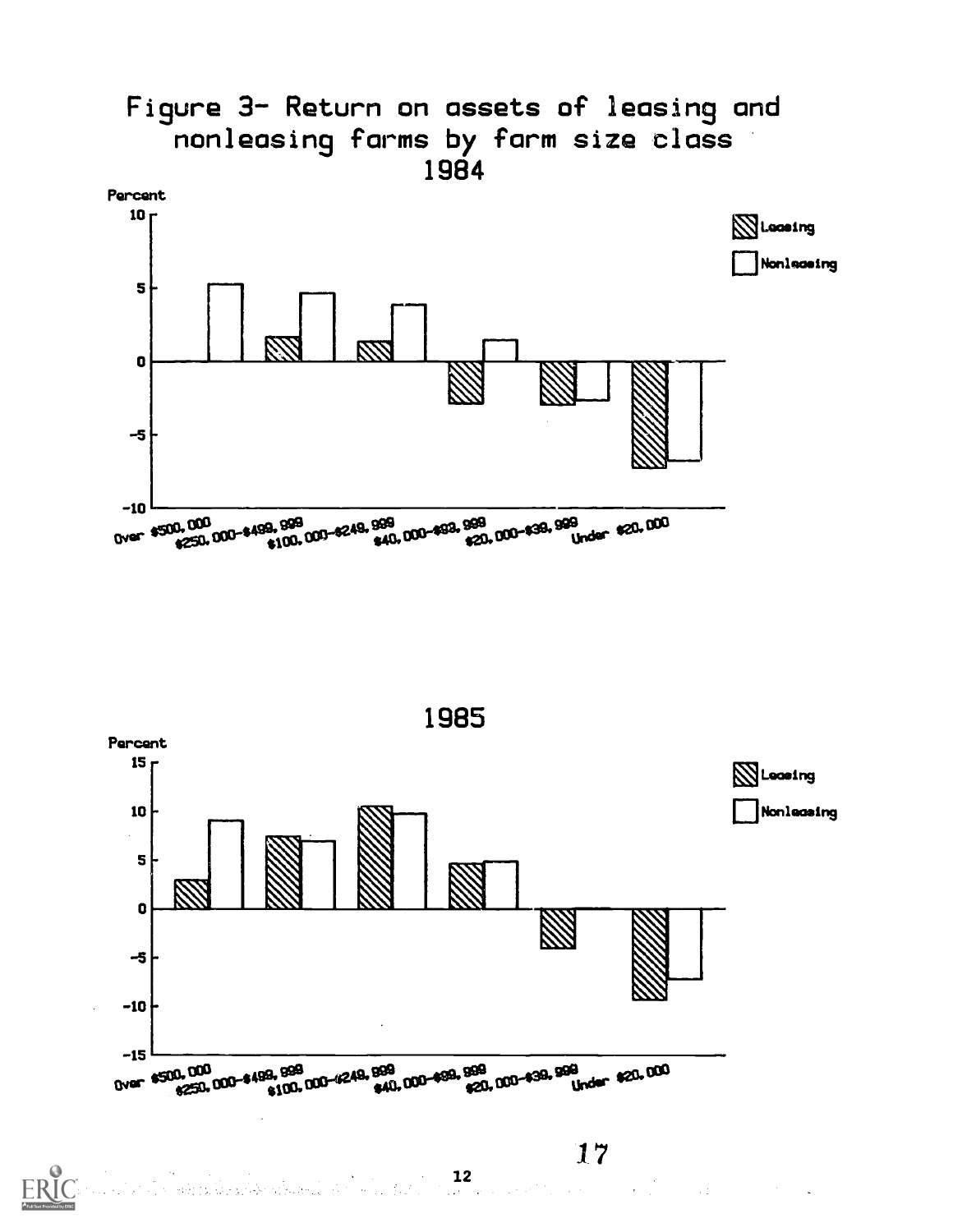# Figure 3- Return on assets of leasing and nonleasing farms by farm size class

## 1984

Percent

10

5

0

-5

-10

Leasing

Nonleasing

Over $500,000 | $250,000-$499,999 | $100,000-$249,999 | $40,000-$99,999 | $20,000-$39,999 | Under $20,000

## 1985

Percent

15

10

5

0

-5

-10

-15

Leasing

Nonleasing

Over $500,000 | $250,000-$499,999 | $100,000-$249,999 | $40,000-$99,999 | $20,000-$39,999 | Under $20,000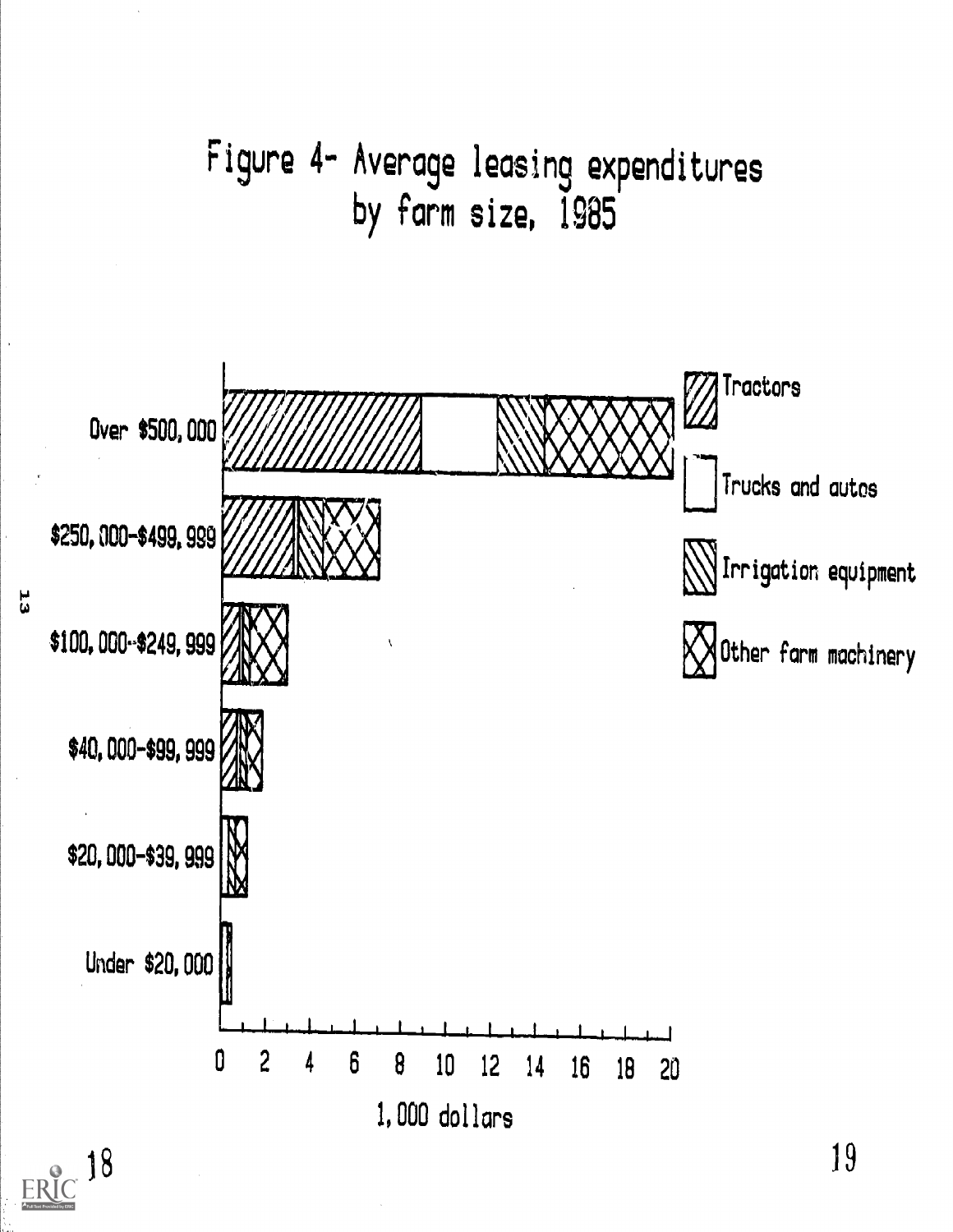# Figure 4- Average leasing expenditures by farm size, 1985

Over $500,000

$250,000-$499,999

$100,000-$249,999

$40,000-$99,999

$20,000-$39,999

Under $20,000

0 2 4 6 8 10 12 14 16 18 20

1,000 dollars

Tractors

Trucks and autos

Irrigation equipment

Other farm machinery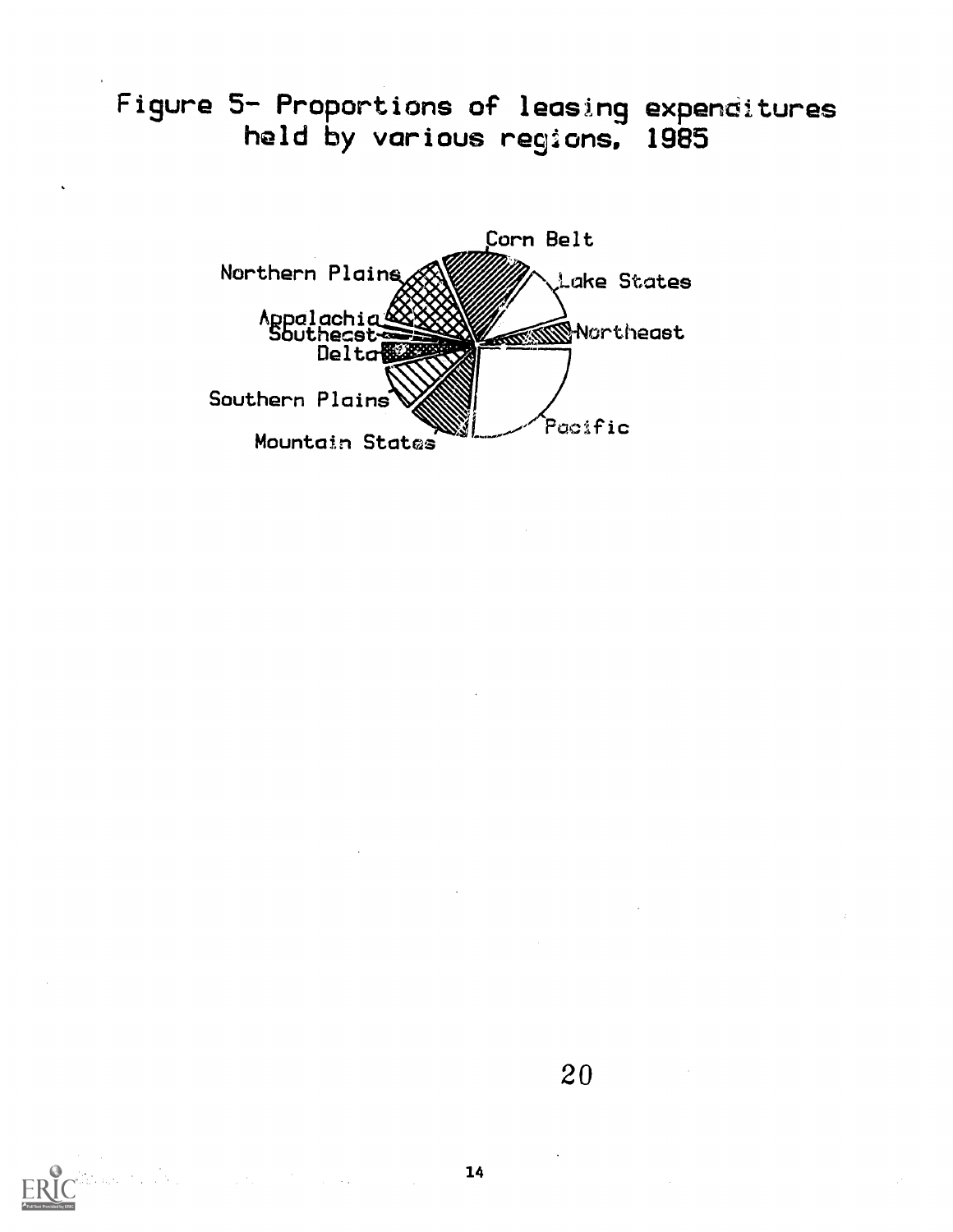Figure 5- Proportions of leasing expenditures held by various regions, 1985

Corn Belt

Northern Plains

Lake States

Appalachia

Southeast

Northeast

Delta

Southern Plains

Pacific

Mountain States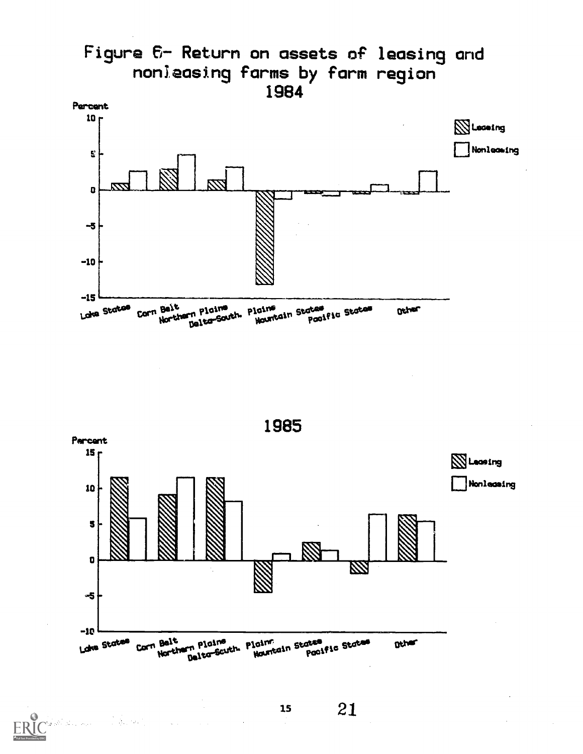# Figure 6- Return on assets of leasing and nonleasing farms by farm region

1984

Percent

10, 5, 0, -5, -10, -15

Leasing
Nonleasing

Lake States, Corn Belt, Northern Plains, Delta-South. Plains, Mountain States, Pacific States, Other

1985

Percent

15, 10, 5, 0, -5, -10

Leasing
Nonleasing

Lake States, Corn Belt, Northern Plains, Delta-South. Plains, Mountain States, Pacific States, Other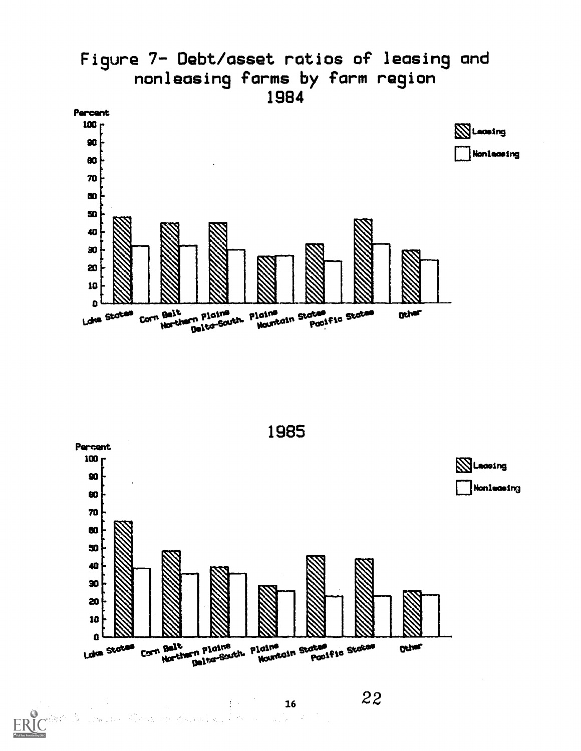Figure 7- Debt/asset ratios of leasing and nonleasing farms by farm region

1984

Percent

100, 90, 80, 70, 60, 50, 40, 30, 20, 10, 0

Leasing

Nonleasing

Lake States, Corn Belt, Northern Plains, Delta-South., Plains, Mountain States, Pacific States, Other

1985

Percent

100, 90, 80, 70, 60, 50, 40, 30, 20, 10, 0

Leasing

Nonleasing

Lake States, Corn Belt, Northern Plains, Delta-South., Plains, Mountain States, Pacific States, Other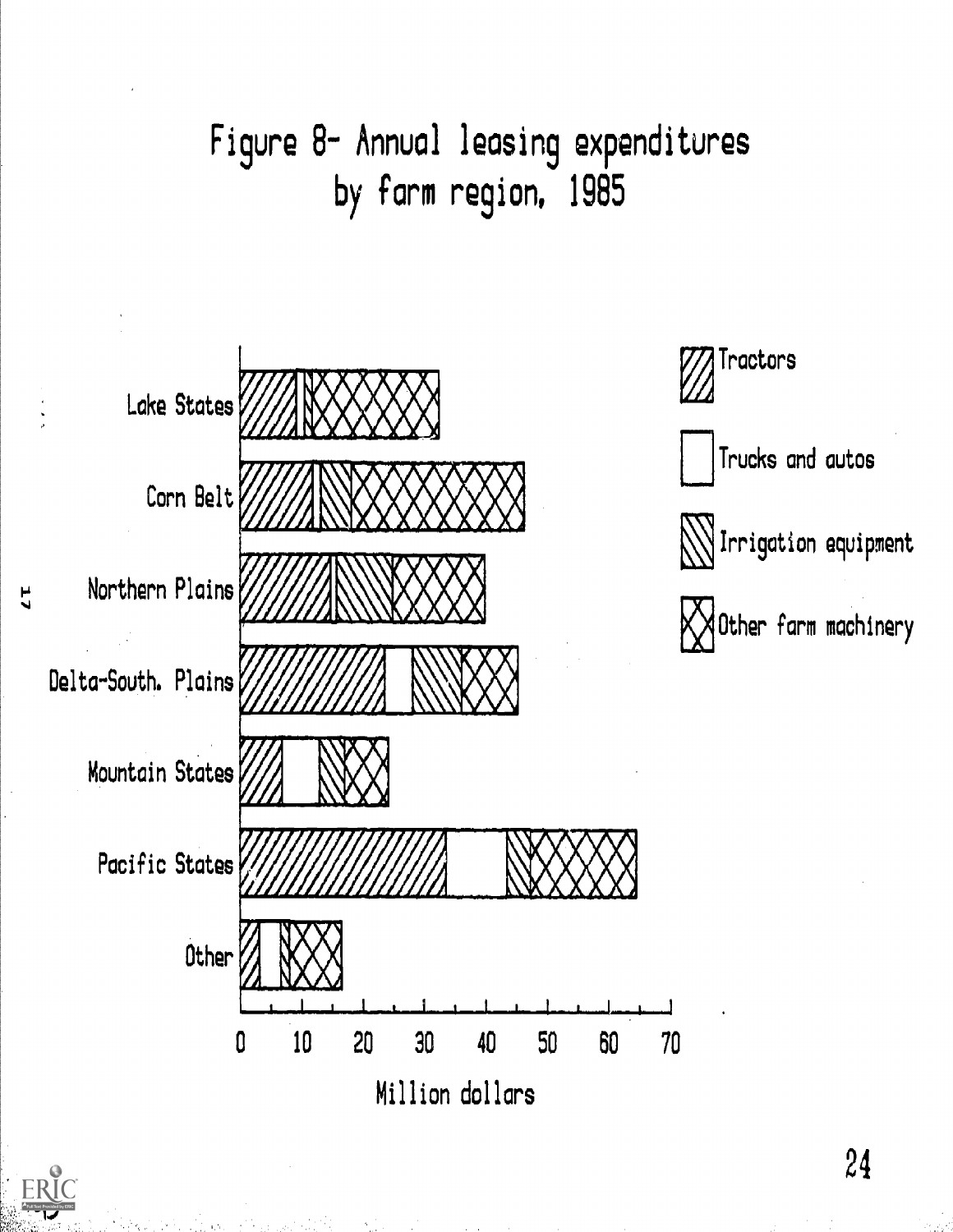# Figure 8- Annual leasing expenditures by farm region, 1985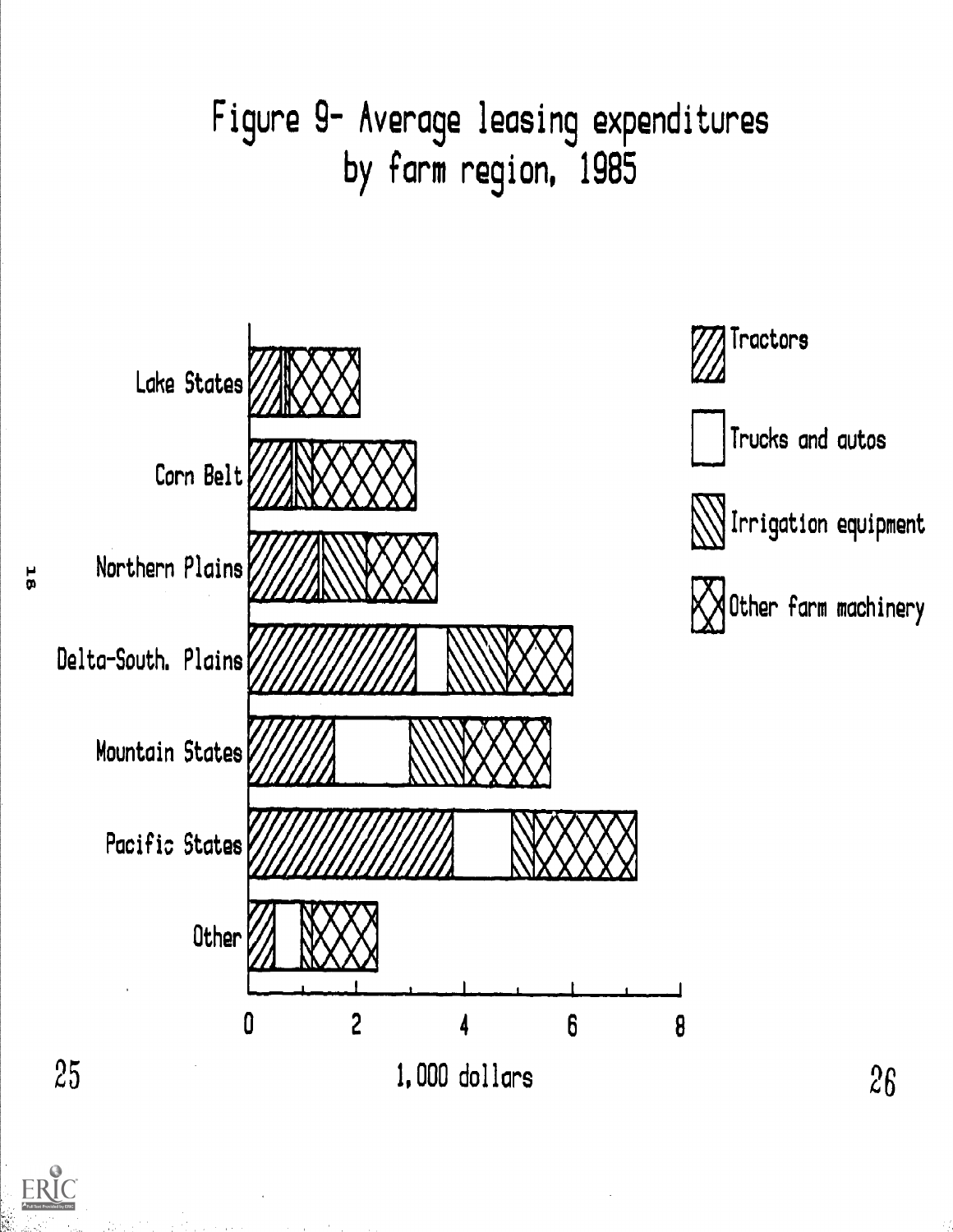# Figure 9- Average leasing expenditures by farm region, 1985

Lake States

Corn Belt

Northern Plains

Delta-South. Plains

Mountain States

Pacific States

Other

0 2 4 6 8

1,000 dollars

Tractors

Trucks and autos

Irrigation equipment

Other farm machinery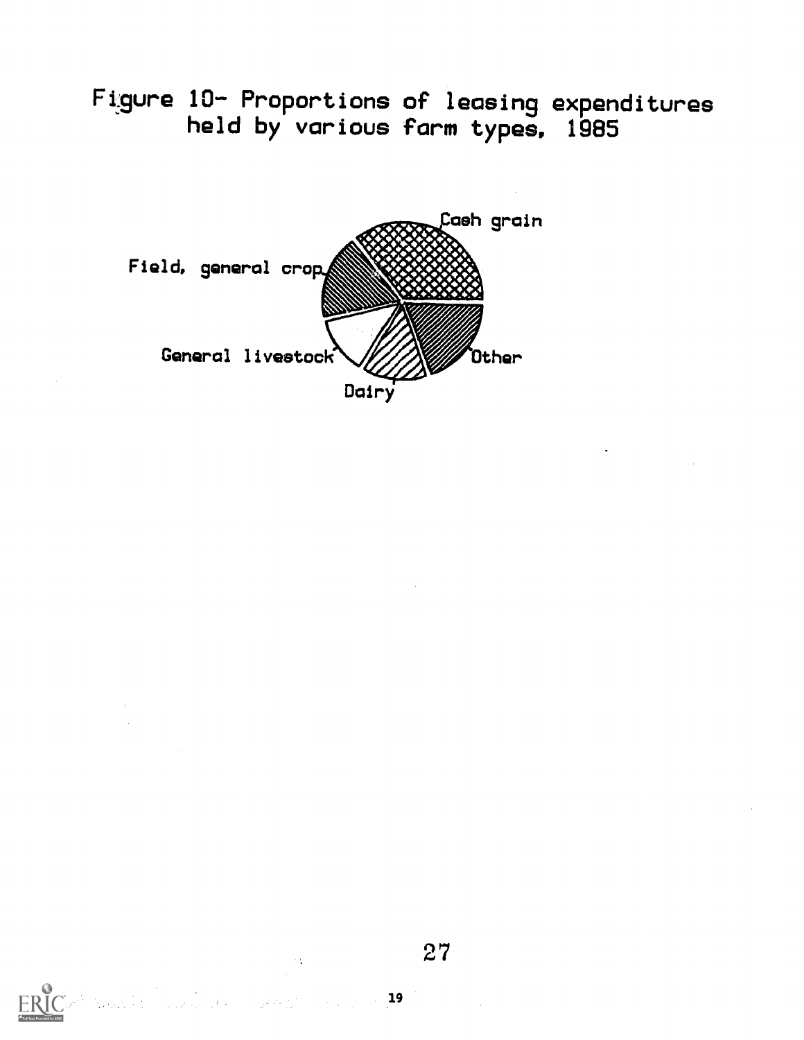Figure 10- Proportions of leasing expenditures held by various farm types, 1985

Cash grain

Field, general crop

General livestock

Dairy

Other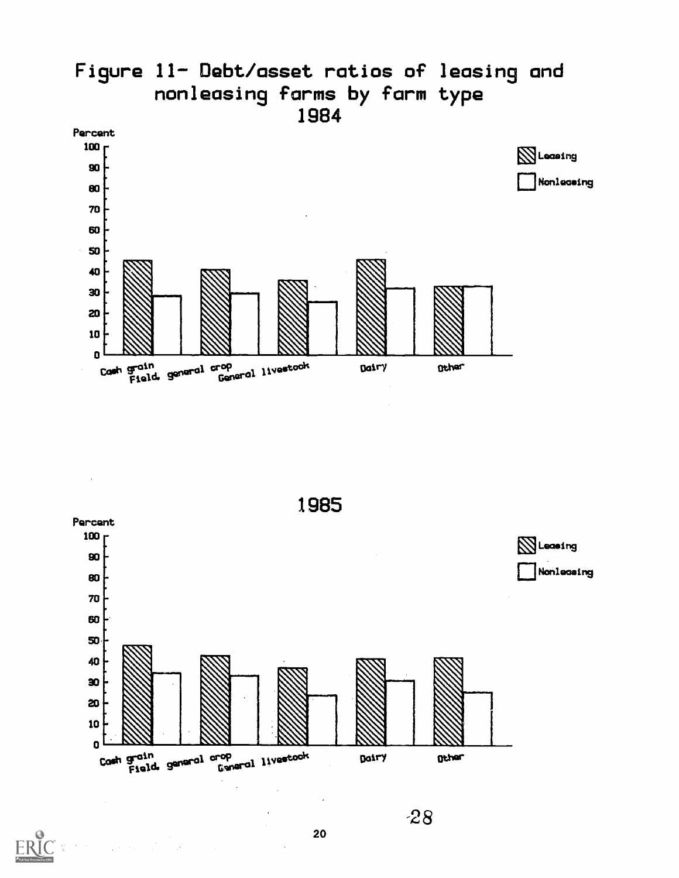# Figure 11- Debt/asset ratios of leasing and nonleasing farms by farm type

1984

Percent

100
90
80
70
60
50
40
30
20
10
0

Leasing
Nonleasing

Cash grain
Field, general crop
General livestock
Dairy
Other

1985

Percent

100
90
80
70
60
50
40
30
20
10
0

Leasing
Nonleasing

Cash grain
Field, general crop
General livestock
Dairy
Other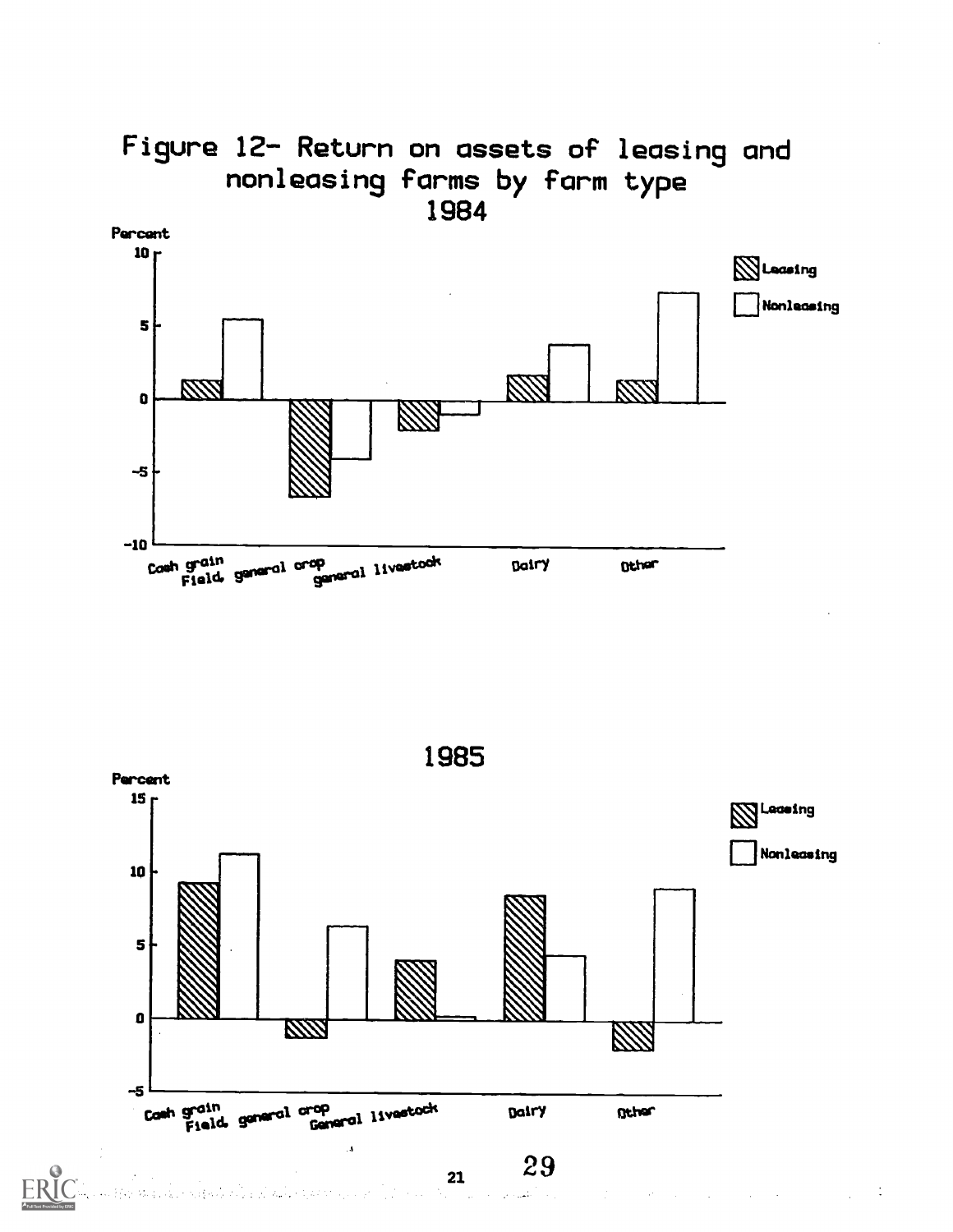Figure 12- Return on assets of leasing and nonleasing farms by farm type

1984

Percent

10

5

0

-5

-10

Leasing

Nonleasing

Cash grain

Field, general crop

general livestock

Dairy

Other

1985

Percent

15

10

5

0

-5

Leasing

Nonleasing

Cash grain

Field, general crop

General livestock

Dairy

Other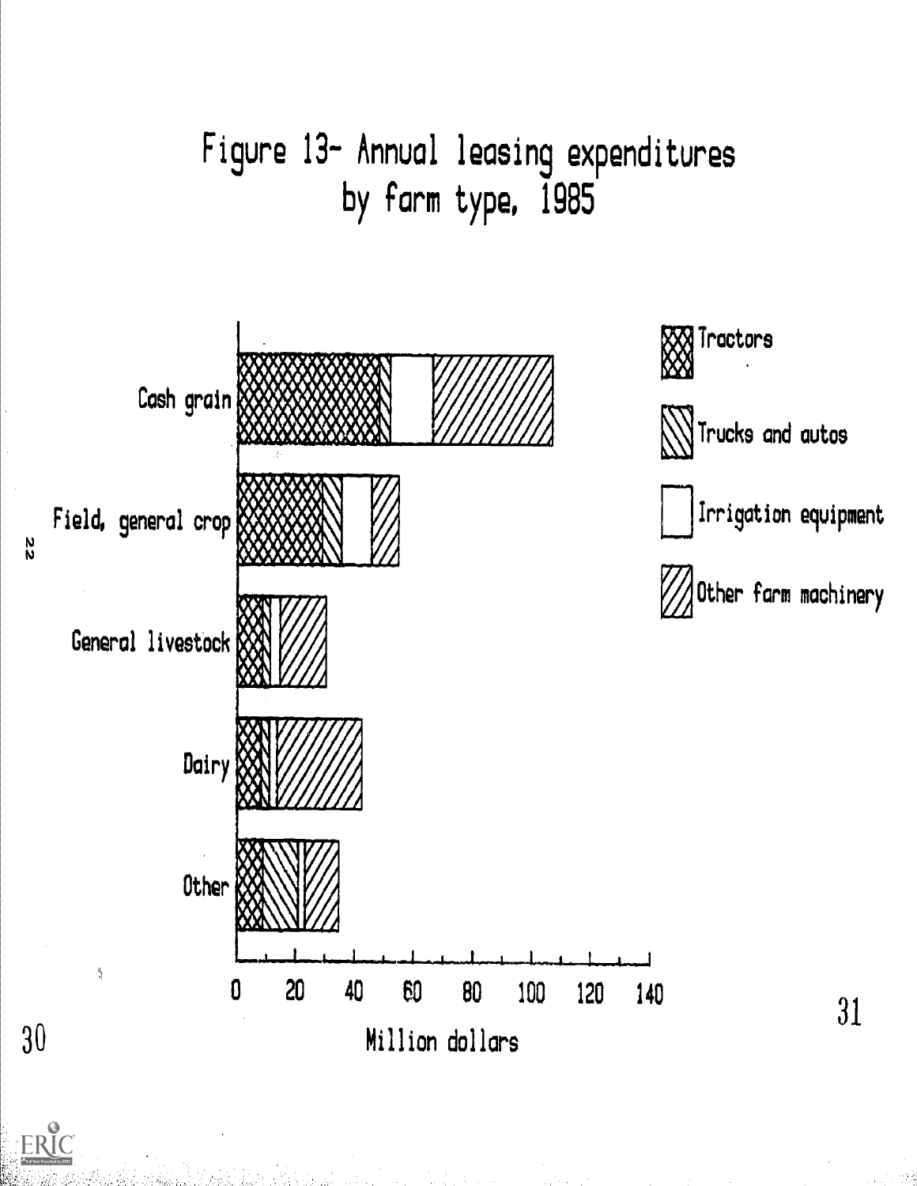# Figure 13- Annual leasing expenditures by farm type, 1985

Cash grain

Field, general crop

General livestock

Dairy

Other

Tractors

Trucks and autos

Irrigation equipment

Other farm machinery

0 20 40 60 80 100 120 140

Million dollars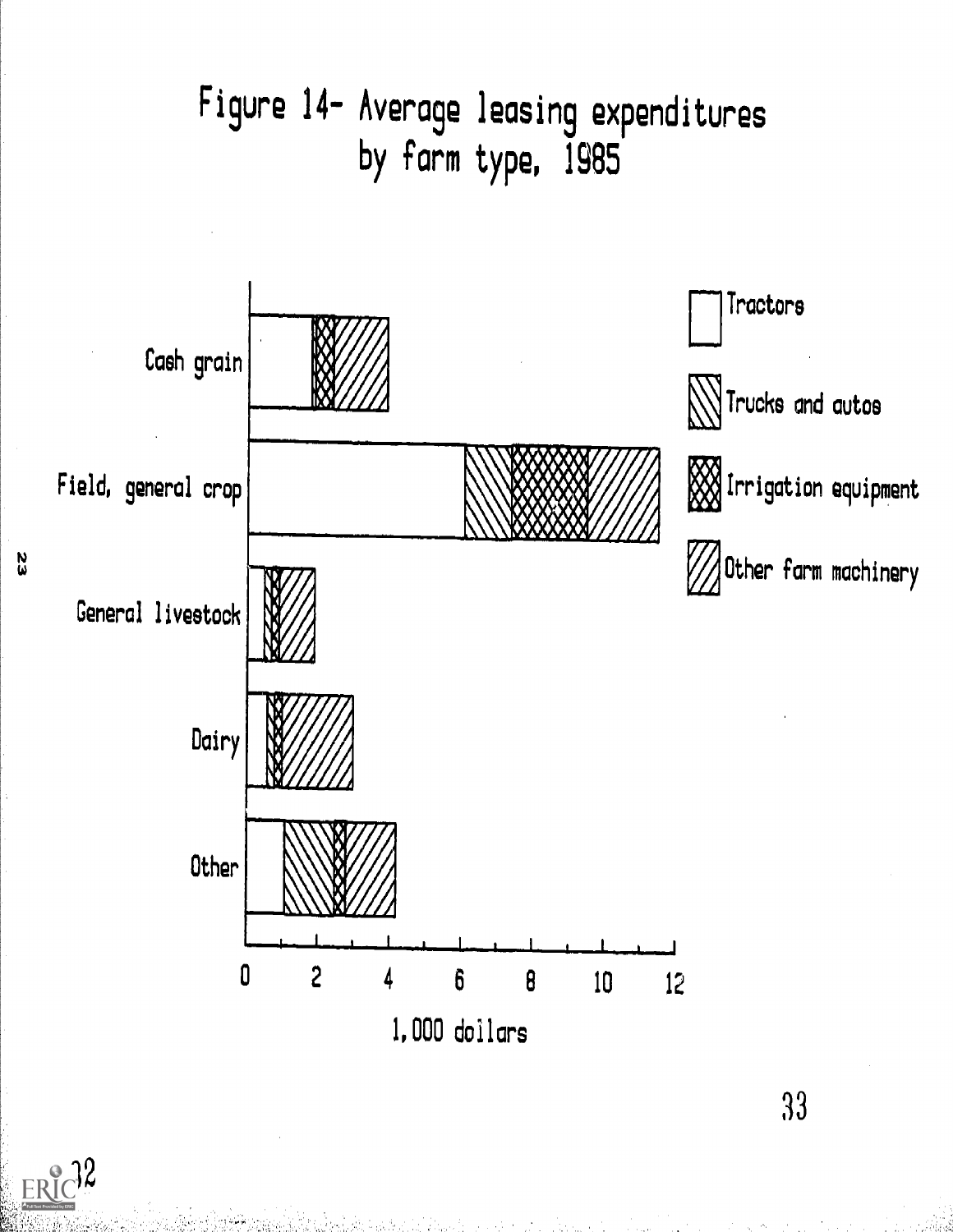# Figure 14- Average leasing expenditures by farm type, 1985

Cash grain

Field, general crop

General livestock

Dairy

Other

Tractors

Trucks and autos

Irrigation equipment

Other farm machinery

0 2 4 6 8 10 12

1,000 dollars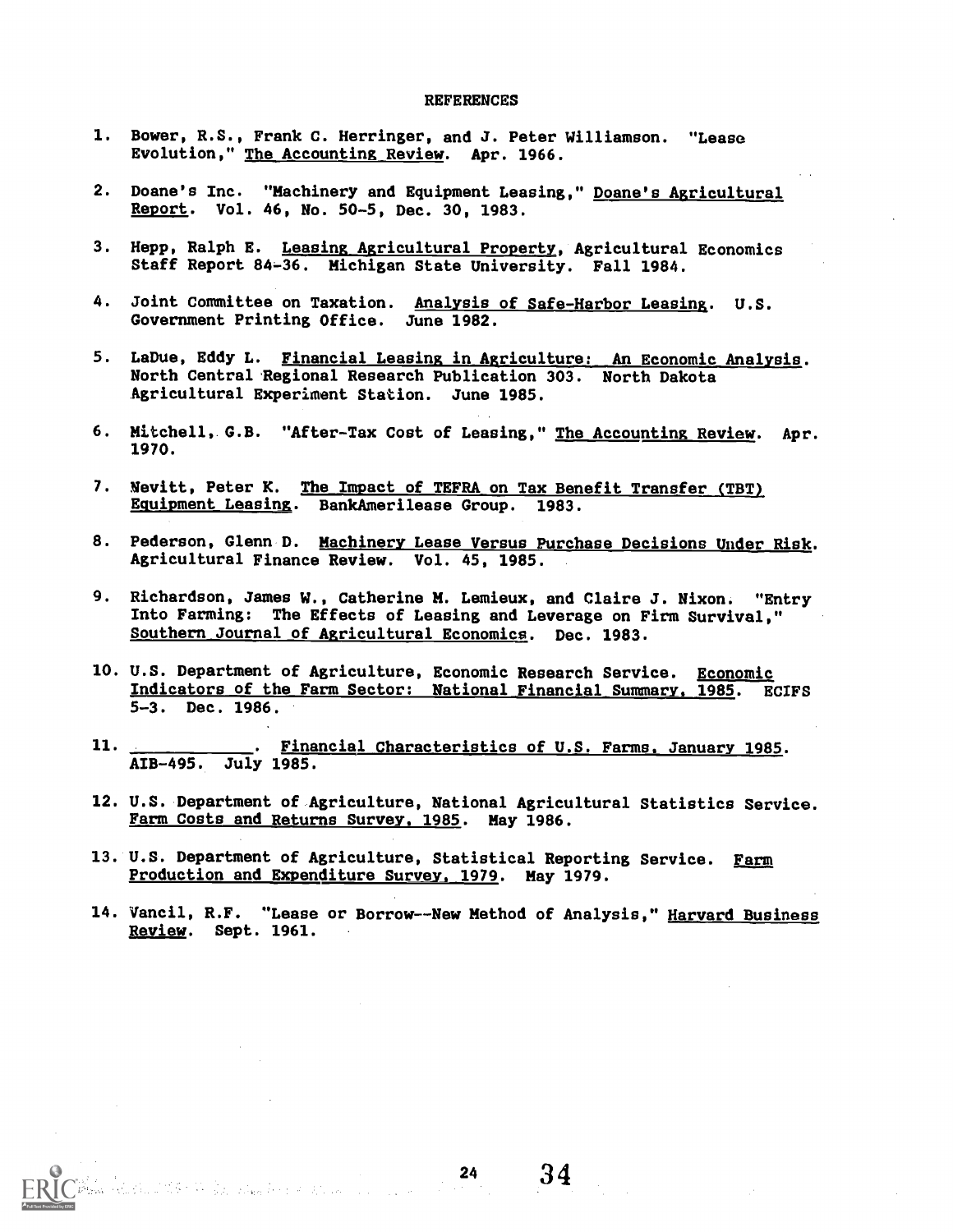# REFERENCES

1. Bower, R.S., Frank C. Herringer, and J. Peter Williamson. "Lease Evolution," The Accounting Review. Apr. 1966.

2. Doane's Inc. "Machinery and Equipment Leasing," Doane's Agricultural Report. Vol. 46, No. 50-5, Dec. 30, 1983.

3. Hepp, Ralph E. Leasing Agricultural Property, Agricultural Economics Staff Report 84-36. Michigan State University. Fall 1984.

4. Joint Committee on Taxation. Analysis of Safe-Harbor Leasing. U.S. Government Printing Office. June 1982.

5. LaDue, Eddy L. Financial Leasing in Agriculture: An Economic Analysis. North Central Regional Research Publication 303. North Dakota Agricultural Experiment Station. June 1985.

6. Mitchell, G.B. "After-Tax Cost of Leasing," The Accounting Review. Apr. 1970.

7. Nevitt, Peter K. The Impact of TEFRA on Tax Benefit Transfer (TBT) Equipment Leasing. BankAmerilease Group. 1983.

8. Pederson, Glenn D. Machinery Lease Versus Purchase Decisions Under Risk. Agricultural Finance Review. Vol. 45, 1985.

9. Richardson, James W., Catherine M. Lemieux, and Claire J. Nixon. "Entry Into Farming: The Effects of Leasing and Leverage on Firm Survival," Southern Journal of Agricultural Economics. Dec. 1983.

10. U.S. Department of Agriculture, Economic Research Service. Economic Indicators of the Farm Sector: National Financial Summary, 1985. ECIFS 5-3. Dec. 1986.

11. ___________. Financial Characteristics of U.S. Farms, January 1985. AIB-495. July 1985.

12. U.S. Department of Agriculture, National Agricultural Statistics Service. Farm Costs and Returns Survey, 1985. May 1986.

13. U.S. Department of Agriculture, Statistical Reporting Service. Farm Production and Expenditure Survey, 1979. May 1979.

14. Vancil, R.F. "Lease or Borrow--New Method of Analysis," Harvard Business Review. Sept. 1961.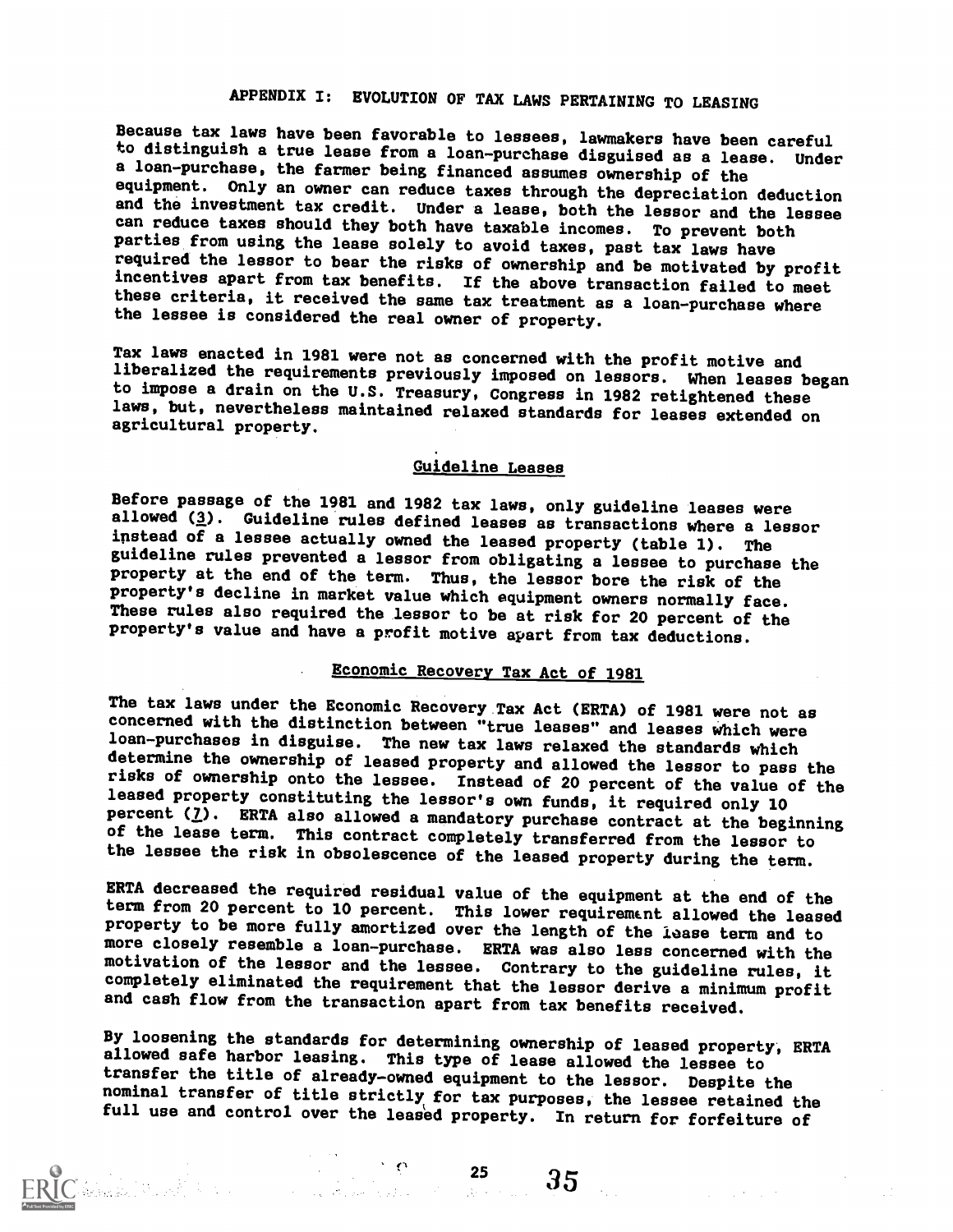# APPENDIX I: EVOLUTION OF TAX LAWS PERTAINING TO LEASING

Because tax laws have been favorable to lessees, lawmakers have been careful to distinguish a true lease from a loan-purchase disguised as a lease. Under a loan-purchase, the farmer being financed assumes ownership of the equipment. Only an owner can reduce taxes through the depreciation deduction and the investment tax credit. Under a lease, both the lessor and the lessee can reduce taxes should they both have taxable incomes. To prevent both parties from using the lease solely to avoid taxes, past tax laws have required the lessor to bear the risks of ownership and be motivated by profit incentives apart from tax benefits. If the above transaction failed to meet these criteria, it received the same tax treatment as a loan-purchase where the lessee is considered the real owner of property.

Tax laws enacted in 1981 were not as concerned with the profit motive and liberalized the requirements previously imposed on lessors. When leases began to impose a drain on the U.S. Treasury, Congress in 1982 retightened these laws, but, nevertheless maintained relaxed standards for leases extended on agricultural property.

## Guideline Leases

Before passage of the 1981 and 1982 tax laws, only guideline leases were allowed (3). Guideline rules defined leases as transactions where a lessor instead of a lessee actually owned the leased property (table 1). The guideline rules prevented a lessor from obligating a lessee to purchase the property at the end of the term. Thus, the lessor bore the risk of the property's decline in market value which equipment owners normally face. These rules also required the lessor to be at risk for 20 percent of the property's value and have a profit motive apart from tax deductions.

## Economic Recovery Tax Act of 1981

The tax laws under the Economic Recovery Tax Act (ERTA) of 1981 were not as concerned with the distinction between "true leases" and leases which were loan-purchases in disguise. The new tax laws relaxed the standards which determine the ownership of leased property and allowed the lessor to pass the risks of ownership onto the lessee. Instead of 20 percent of the value of the leased property constituting the lessor's own funds, it required only 10 percent (7). ERTA also allowed a mandatory purchase contract at the beginning of the lease term. This contract completely transferred from the lessor to the lessee the risk in obsolescence of the leased property during the term.

ERTA decreased the required residual value of the equipment at the end of the term from 20 percent to 10 percent. This lower requirement allowed the leased property to be more fully amortized over the length of the lease term and to more closely resemble a loan-purchase. ERTA was also less concerned with the motivation of the lessor and the lessee. Contrary to the guideline rules, it completely eliminated the requirement that the lessor derive a minimum profit and cash flow from the transaction apart from tax benefits received.

By loosening the standards for determining ownership of leased property, ERTA allowed safe harbor leasing. This type of lease allowed the lessee to transfer the title of already-owned equipment to the lessor. Despite the nominal transfer of title strictly for tax purposes, the lessee retained the full use and control over the leased property. In return for forfeiture of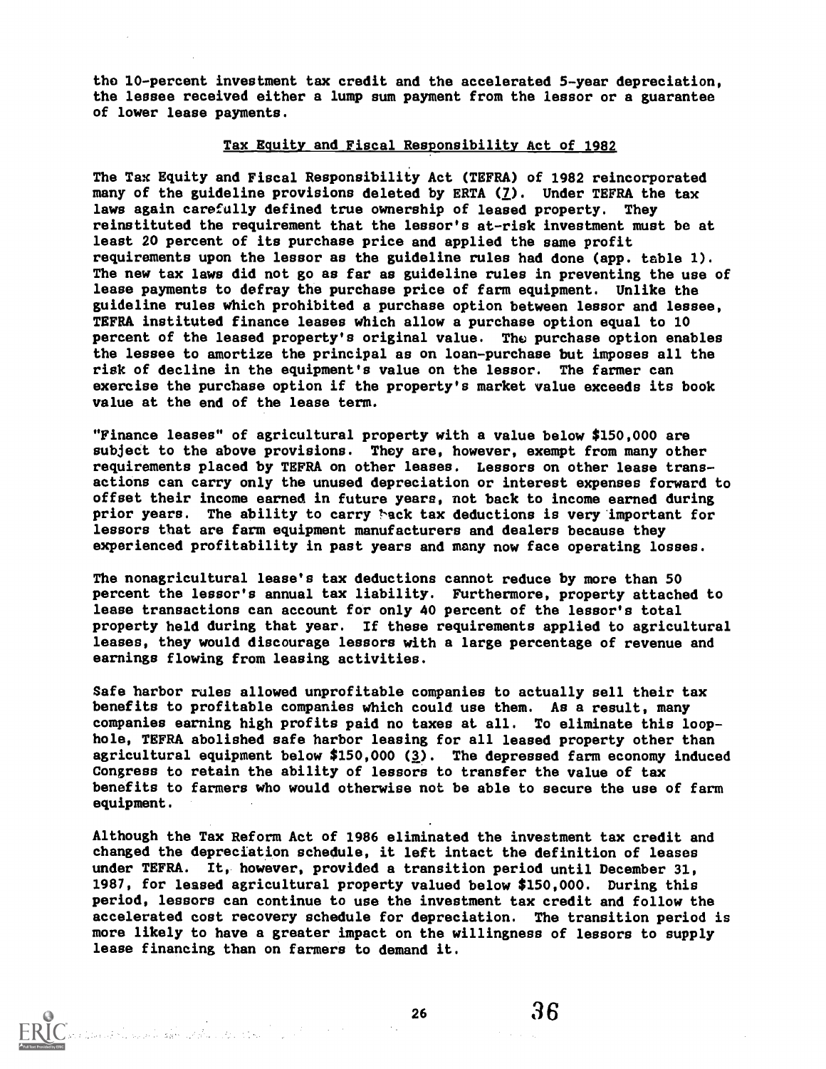the 10-percent investment tax credit and the accelerated 5-year depreciation, the lessee received either a lump sum payment from the lessor or a guarantee of lower lease payments.

## Tax Equity and Fiscal Responsibility Act of 1982

The Tax Equity and Fiscal Responsibility Act (TEFRA) of 1982 reincorporated many of the guideline provisions deleted by ERTA (7). Under TEFRA the tax laws again carefully defined true ownership of leased property. They reinstituted the requirement that the lessor's at-risk investment must be at least 20 percent of its purchase price and applied the same profit requirements upon the lessor as the guideline rules had done (app. table 1). The new tax laws did not go as far as guideline rules in preventing the use of lease payments to defray the purchase price of farm equipment. Unlike the guideline rules which prohibited a purchase option between lessor and lessee, TEFRA instituted finance leases which allow a purchase option equal to 10 percent of the leased property's original value. The purchase option enables the lessee to amortize the principal as on loan-purchase but imposes all the risk of decline in the equipment's value on the lessor. The farmer can exercise the purchase option if the property's market value exceeds its book value at the end of the lease term.

"Finance leases" of agricultural property with a value below $150,000 are subject to the above provisions. They are, however, exempt from many other requirements placed by TEFRA on other leases. Lessors on other lease transactions can carry only the unused depreciation or interest expenses forward to offset their income earned in future years, not back to income earned during prior years. The ability to carry back tax deductions is very important for lessors that are farm equipment manufacturers and dealers because they experienced profitability in past years and many now face operating losses.

The nonagricultural lease's tax deductions cannot reduce by more than 50 percent the lessor's annual tax liability. Furthermore, property attached to lease transactions can account for only 40 percent of the lessor's total property held during that year. If these requirements applied to agricultural leases, they would discourage lessors with a large percentage of revenue and earnings flowing from leasing activities.

Safe harbor rules allowed unprofitable companies to actually sell their tax benefits to profitable companies which could use them. As a result, many companies earning high profits paid no taxes at all. To eliminate this loophole, TEFRA abolished safe harbor leasing for all leased property other than agricultural equipment below $150,000 (3). The depressed farm economy induced Congress to retain the ability of lessors to transfer the value of tax benefits to farmers who would otherwise not be able to secure the use of farm equipment.

Although the Tax Reform Act of 1986 eliminated the investment tax credit and changed the depreciation schedule, it left intact the definition of leases under TEFRA. It, however, provided a transition period until December 31, 1987, for leased agricultural property valued below $150,000. During this period, lessors can continue to use the investment tax credit and follow the accelerated cost recovery schedule for depreciation. The transition period is more likely to have a greater impact on the willingness of lessors to supply lease financing than on farmers to demand it.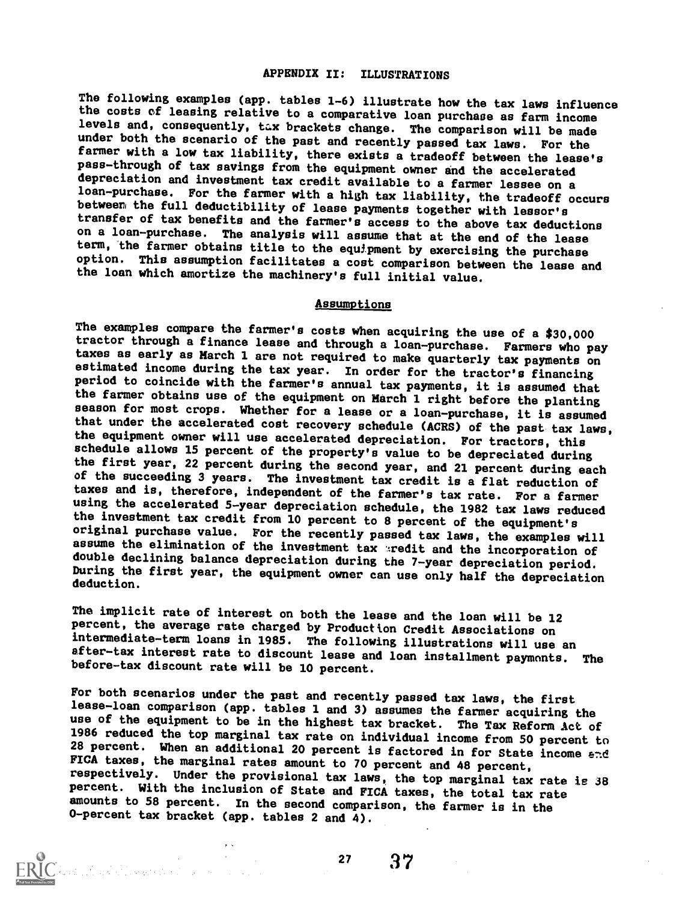## APPENDIX II: ILLUSTRATIONS

The following examples (app. tables 1-6) illustrate how the tax laws influence the costs of leasing relative to a comparative loan purchase as farm income levels and, consequently, tax brackets change. The comparison will be made under both the scenario of the past and recently passed tax laws. For the farmer with a low tax liability, there exists a tradeoff between the lease's pass-through of tax savings from the equipment owner and the accelerated depreciation and investment tax credit available to a farmer lessee on a loan-purchase. For the farmer with a high tax liability, the tradeoff occurs between the full deductibility of lease payments together with lessor's transfer of tax benefits and the farmer's access to the above tax deductions on a loan-purchase. The analysis will assume that at the end of the lease term, the farmer obtains title to the equipment by exercising the purchase option. This assumption facilitates a cost comparison between the lease and the loan which amortize the machinery's full initial value.

### Assumptions

The examples compare the farmer's costs when acquiring the use of a $30,000 tractor through a finance lease and through a loan-purchase. Farmers who pay taxes as early as March 1 are not required to make quarterly tax payments on estimated income during the tax year. In order for the tractor's financing period to coincide with the farmer's annual tax payments, it is assumed that the farmer obtains use of the equipment on March 1 right before the planting season for most crops. Whether for a lease or a loan-purchase, it is assumed that under the accelerated cost recovery schedule (ACRS) of the past tax laws, the equipment owner will use accelerated depreciation. For tractors, this schedule allows 15 percent of the property's value to be depreciated during the first year, 22 percent during the second year, and 21 percent during each of the succeeding 3 years. The investment tax credit is a flat reduction of taxes and is, therefore, independent of the farmer's tax rate. For a farmer using the accelerated 5-year depreciation schedule, the 1982 tax laws reduced the investment tax credit from 10 percent to 8 percent of the equipment's original purchase value. For the recently passed tax laws, the examples will assume the elimination of the investment tax credit and the incorporation of double declining balance depreciation during the 7-year depreciation period. During the first year, the equipment owner can use only half the depreciation deduction.

The implicit rate of interest on both the lease and the loan will be 12 percent, the average rate charged by Production Credit Associations on intermediate-term loans in 1985. The following illustrations will use an after-tax interest rate to discount lease and loan installment payments. The before-tax discount rate will be 10 percent.

For both scenarios under the past and recently passed tax laws, the first lease-loan comparison (app. tables 1 and 3) assumes the farmer acquiring the use of the equipment to be in the highest tax bracket. The Tax Reform Act of 1986 reduced the top marginal tax rate on individual income from 50 percent to 28 percent. When an additional 20 percent is factored in for State income and FICA taxes, the marginal rates amount to 70 percent and 48 percent, respectively. Under the provisional tax laws, the top marginal tax rate is 38 percent. With the inclusion of State and FICA taxes, the total tax rate amounts to 58 percent. In the second comparison, the farmer is in the 0-percent tax bracket (app. tables 2 and 4).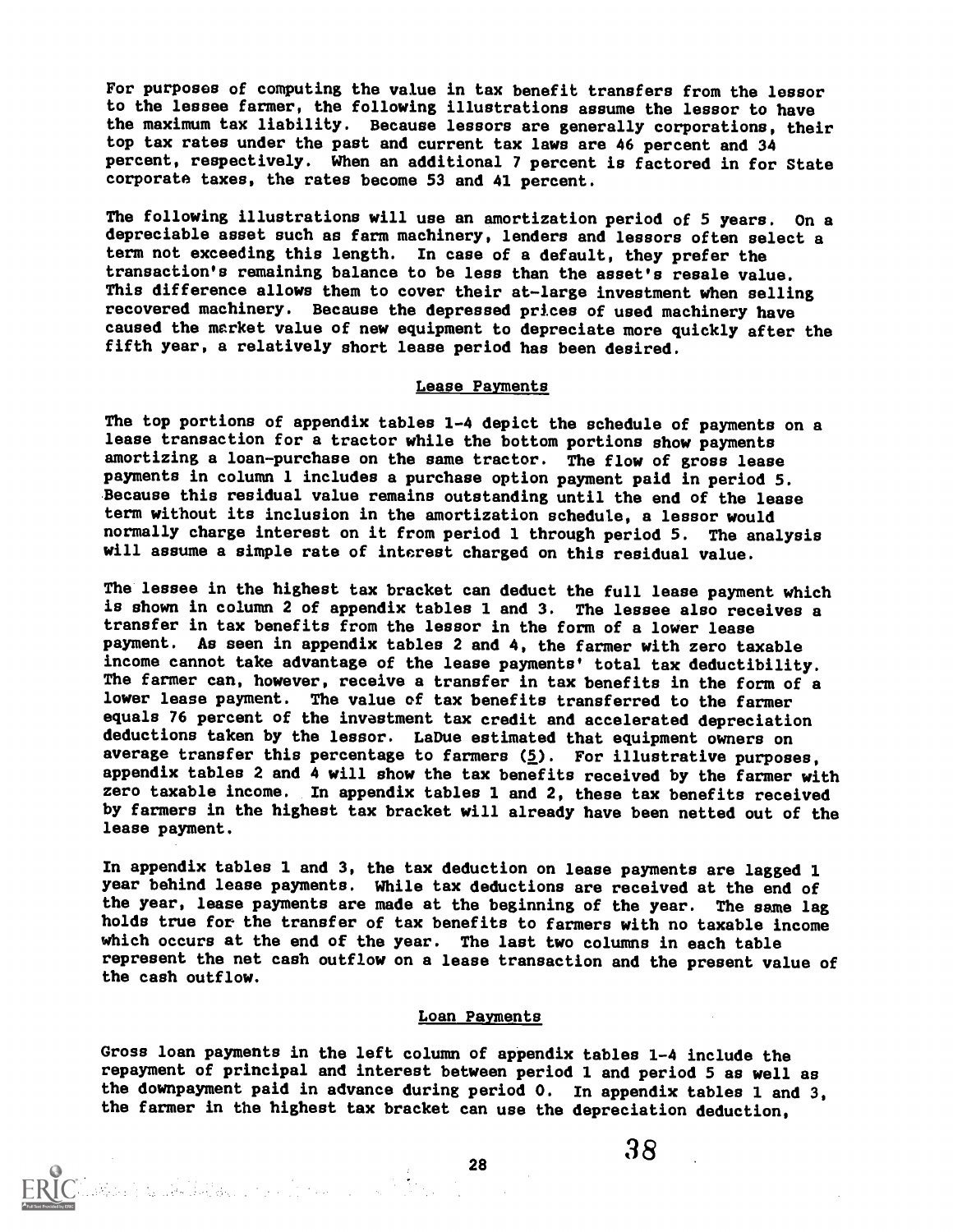For purposes of computing the value in tax benefit transfers from the lessor to the lessee farmer, the following illustrations assume the lessor to have the maximum tax liability. Because lessors are generally corporations, their top tax rates under the past and current tax laws are 46 percent and 34 percent, respectively. When an additional 7 percent is factored in for State corporate taxes, the rates become 53 and 41 percent.

The following illustrations will use an amortization period of 5 years. On a depreciable asset such as farm machinery, lenders and lessors often select a term not exceeding this length. In case of a default, they prefer the transaction's remaining balance to be less than the asset's resale value. This difference allows them to cover their at-large investment when selling recovered machinery. Because the depressed prices of used machinery have caused the market value of new equipment to depreciate more quickly after the fifth year, a relatively short lease period has been desired.

## Lease Payments

The top portions of appendix tables 1-4 depict the schedule of payments on a lease transaction for a tractor while the bottom portions show payments amortizing a loan-purchase on the same tractor. The flow of gross lease payments in column 1 includes a purchase option payment paid in period 5. Because this residual value remains outstanding until the end of the lease term without its inclusion in the amortization schedule, a lessor would normally charge interest on it from period 1 through period 5. The analysis will assume a simple rate of interest charged on this residual value.

The lessee in the highest tax bracket can deduct the full lease payment which is shown in column 2 of appendix tables 1 and 3. The lessee also receives a transfer in tax benefits from the lessor in the form of a lower lease payment. As seen in appendix tables 2 and 4, the farmer with zero taxable income cannot take advantage of the lease payments' total tax deductibility. The farmer can, however, receive a transfer in tax benefits in the form of a lower lease payment. The value of tax benefits transferred to the farmer equals 76 percent of the investment tax credit and accelerated depreciation deductions taken by the lessor. LaDue estimated that equipment owners on average transfer this percentage to farmers (5). For illustrative purposes, appendix tables 2 and 4 will show the tax benefits received by the farmer with zero taxable income. In appendix tables 1 and 2, these tax benefits received by farmers in the highest tax bracket will already have been netted out of the lease payment.

In appendix tables 1 and 3, the tax deduction on lease payments are lagged 1 year behind lease payments. While tax deductions are received at the end of the year, lease payments are made at the beginning of the year. The same lag holds true for the transfer of tax benefits to farmers with no taxable income which occurs at the end of the year. The last two columns in each table represent the net cash outflow on a lease transaction and the present value of the cash outflow.

## Loan Payments

Gross loan payments in the left column of appendix tables 1-4 include the repayment of principal and interest between period 1 and period 5 as well as the downpayment paid in advance during period 0. In appendix tables 1 and 3, the farmer in the highest tax bracket can use the depreciation deduction,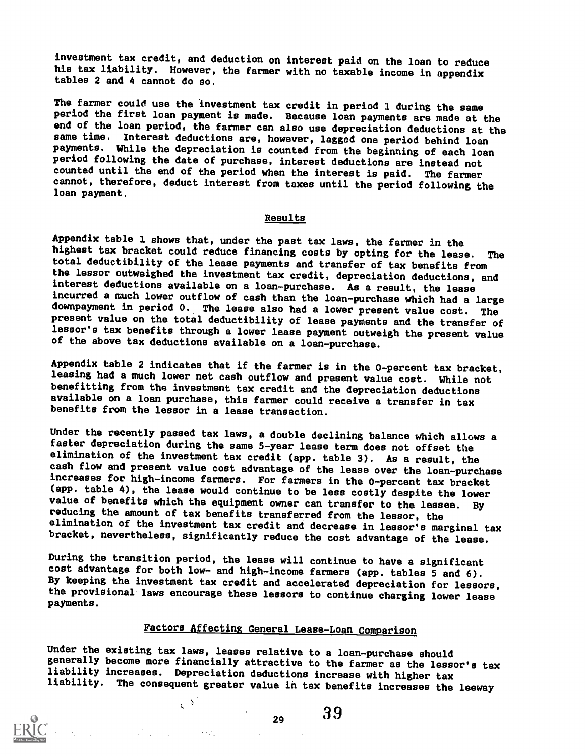investment tax credit, and deduction on interest paid on the loan to reduce his tax liability. However, the farmer with no taxable income in appendix tables 2 and 4 cannot do so.

The farmer could use the investment tax credit in period 1 during the same period the first loan payment is made. Because loan payments are made at the end of the loan period, the farmer can also use depreciation deductions at the same time. Interest deductions are, however, lagged one period behind loan payments. While the depreciation is counted from the beginning of each loan period following the date of purchase, interest deductions are instead not counted until the end of the period when the interest is paid. The farmer cannot, therefore, deduct interest from taxes until the period following the loan payment.

## Results

Appendix table 1 shows that, under the past tax laws, the farmer in the highest tax bracket could reduce financing costs by opting for the lease. The total deductibility of the lease payments and transfer of tax benefits from the lessor outweighed the investment tax credit, depreciation deductions, and interest deductions available on a loan-purchase. As a result, the lease incurred a much lower outflow of cash than the loan-purchase which had a large downpayment in period 0. The lease also had a lower present value cost. The present value on the total deductibility of lease payments and the transfer of lessor's tax benefits through a lower lease payment outweigh the present value of the above tax deductions available on a loan-purchase.

Appendix table 2 indicates that if the farmer is in the 0-percent tax bracket, leasing had a much lower net cash outflow and present value cost. While not benefitting from the investment tax credit and the depreciation deductions available on a loan purchase, this farmer could receive a transfer in tax benefits from the lessor in a lease transaction.

Under the recently passed tax laws, a double declining balance which allows a faster depreciation during the same 5-year lease term does not offset the elimination of the investment tax credit (app. table 3). As a result, the cash flow and present value cost advantage of the lease over the loan-purchase increases for high-income farmers. For farmers in the 0-percent tax bracket (app. table 4), the lease would continue to be less costly despite the lower value of benefits which the equipment owner can transfer to the lessee. By reducing the amount of tax benefits transferred from the lessor, the elimination of the investment tax credit and decrease in lessor's marginal tax bracket, nevertheless, significantly reduce the cost advantage of the lease.

During the transition period, the lease will continue to have a significant cost advantage for both low- and high-income farmers (app. tables 5 and 6). By keeping the investment tax credit and accelerated depreciation for lessors, the provisional laws encourage these lessors to continue charging lower lease payments.

## Factors Affecting General Lease-Loan Comparison

Under the existing tax laws, leases relative to a loan-purchase should generally become more financially attractive to the farmer as the lessor's tax liability increases. Depreciation deductions increase with higher tax liability. The consequent greater value in tax benefits increases the leeway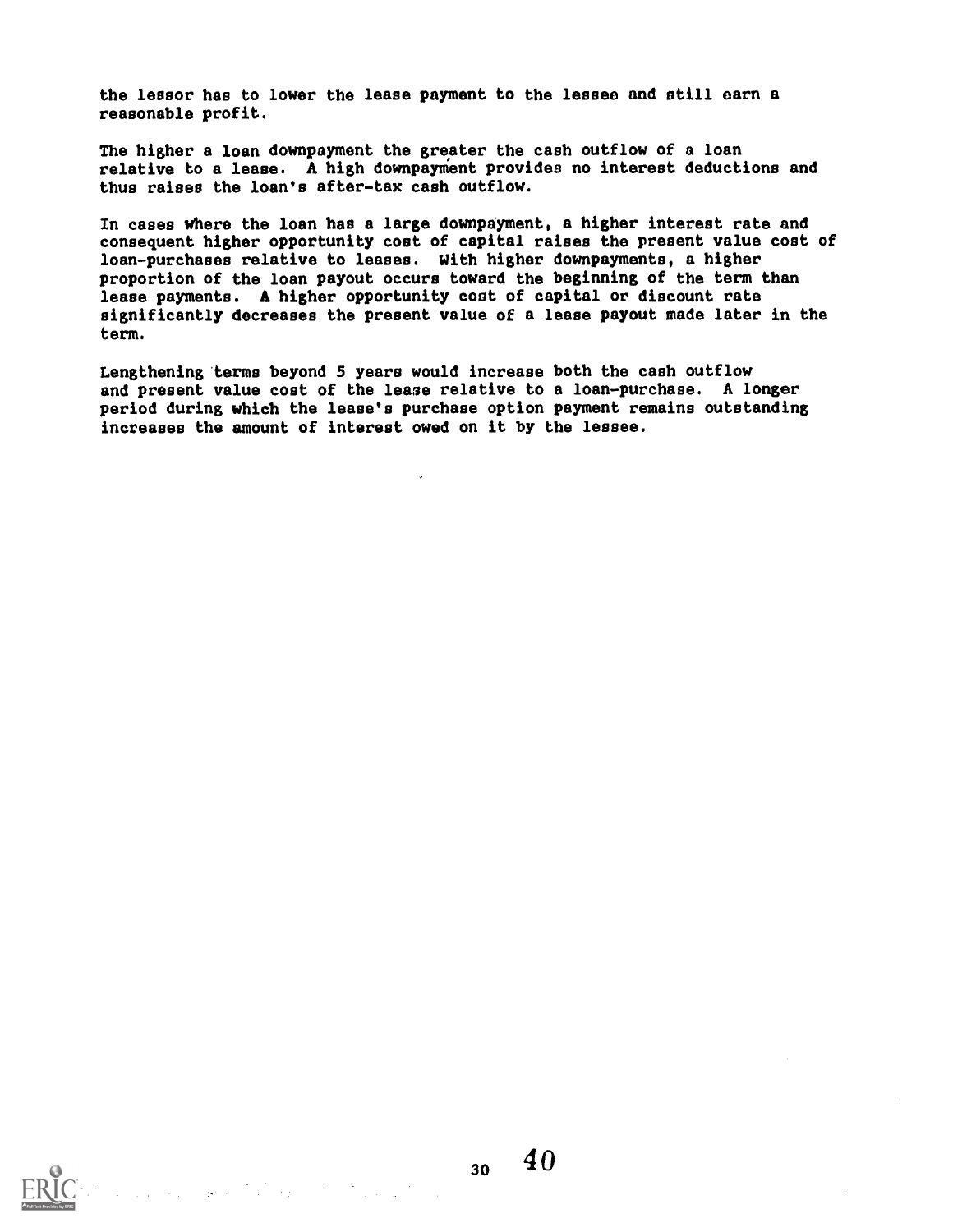the lessor has to lower the lease payment to the lessee and still earn a reasonable profit.

The higher a loan downpayment the greater the cash outflow of a loan relative to a lease. A high downpayment provides no interest deductions and thus raises the loan's after-tax cash outflow.

In cases where the loan has a large downpayment, a higher interest rate and consequent higher opportunity cost of capital raises the present value cost of loan-purchases relative to leases. With higher downpayments, a higher proportion of the loan payout occurs toward the beginning of the term than lease payments. A higher opportunity cost of capital or discount rate significantly decreases the present value of a lease payout made later in the term.

Lengthening terms beyond 5 years would increase both the cash outflow and present value cost of the lease relative to a loan-purchase. A longer period during which the lease's purchase option payment remains outstanding increases the amount of interest owed on it by the lessee.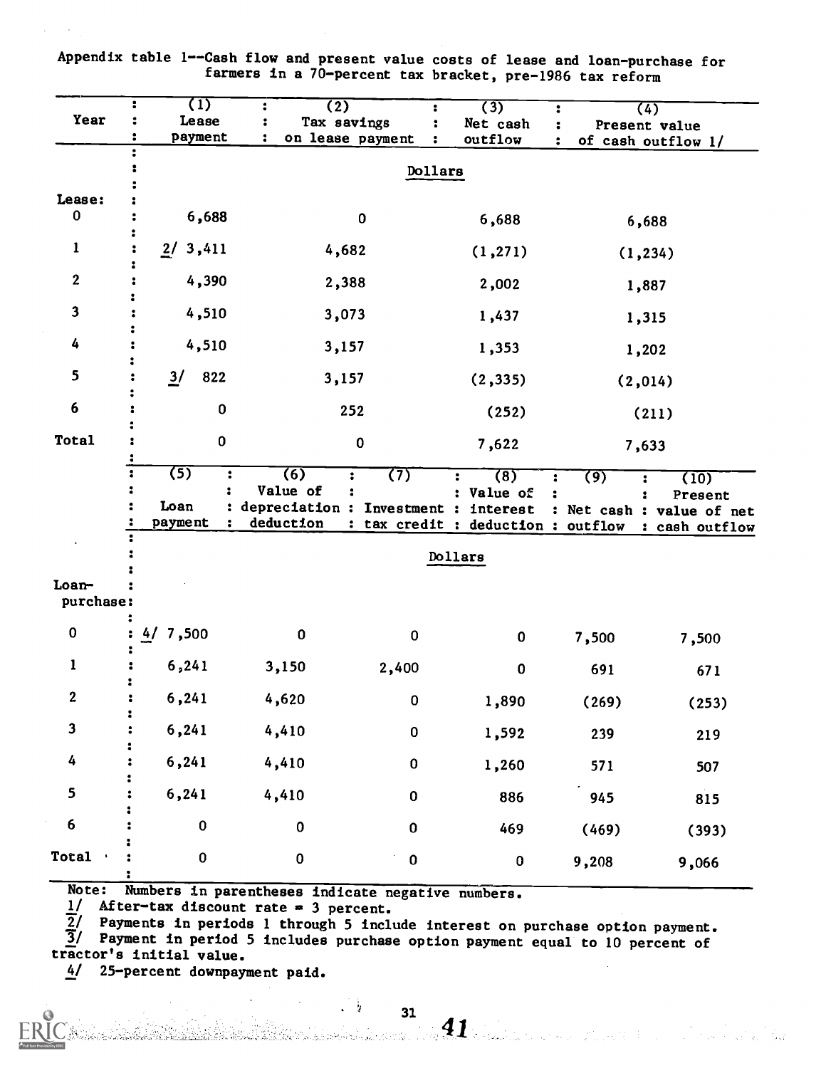Appendix table 1--Cash flow and present value costs of lease and loan-purchase for farmers in a 70-percent tax bracket, pre-1986 tax reform

| Year | (1) Lease payment | (2) Tax savings on lease payment | (3) Net cash outflow | (4) Present value of cash outflow 1/ |
|---|---|---|---|---|
| | Dollars | | | |
| Lease: | | | | |
| 0 | 6,688 | 0 | 6,688 | 6,688 |
| 1 | 2/ 3,411 | 4,682 | (1,271) | (1,234) |
| 2 | 4,390 | 2,388 | 2,002 | 1,887 |
| 3 | 4,510 | 3,073 | 1,437 | 1,315 |
| 4 | 4,510 | 3,157 | 1,353 | 1,202 |
| 5 | 3/ 822 | 3,157 | (2,335) | (2,014) |
| 6 | 0 | 252 | (252) | (211) |
| Total | 0 | 0 | 7,622 | 7,633 |

| Year | (5) Loan payment | (6) Value of depreciation deduction | (7) Investment tax credit | (8) Value of interest deduction | (9) Net cash outflow | (10) Present value of net cash outflow |
|---|---|---|---|---|---|---|
| | Dollars | | | | | |
| Loan-purchase: | | | | | | |
| 0 | 4/ 7,500 | 0 | 0 | 0 | 7,500 | 7,500 |
| 1 | 6,241 | 3,150 | 2,400 | 0 | 691 | 671 |
| 2 | 6,241 | 4,620 | 0 | 1,890 | (269) | (253) |
| 3 | 6,241 | 4,410 | 0 | 1,592 | 239 | 219 |
| 4 | 6,241 | 4,410 | 0 | 1,260 | 571 | 507 |
| 5 | 6,241 | 4,410 | 0 | 886 | 945 | 815 |
| 6 | 0 | 0 | 0 | 469 | (469) | (393) |
| Total | 0 | 0 | 0 | 0 | 9,208 | 9,066 |

Note: Numbers in parentheses indicate negative numbers.

1/ After-tax discount rate = 3 percent.

2/ Payments in periods 1 through 5 include interest on purchase option payment.

3/ Payment in period 5 includes purchase option payment equal to 10 percent of tractor's initial value.

4/ 25-percent downpayment paid.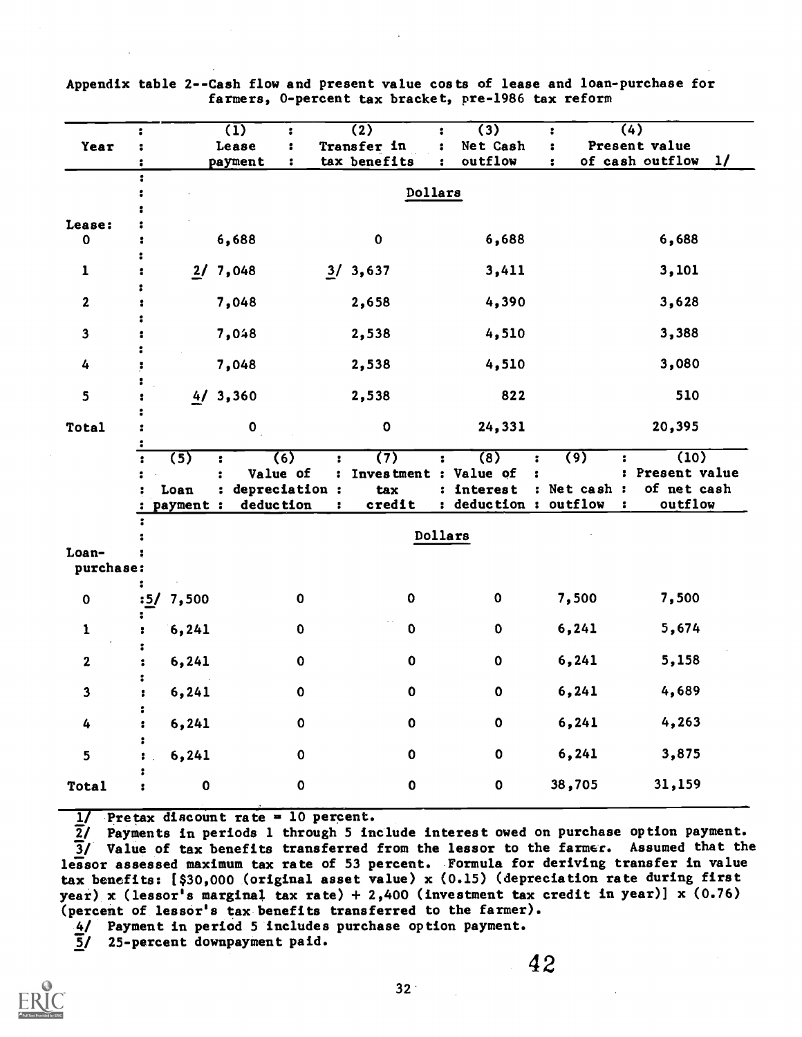Appendix table 2--Cash flow and present value costs of lease and loan-purchase for farmers, 0-percent tax bracket, pre-1986 tax reform

| Year | (1) Lease payment | (2) Transfer in tax benefits | (3) Net Cash outflow | (4) Present value of cash outflow 1/ |
|---|---|---|---|---|
| | Dollars | | | |
| Lease: | | | | |
| 0 | 6,688 | 0 | 6,688 | 6,688 |
| 1 | 2/ 7,048 | 3/ 3,637 | 3,411 | 3,101 |
| 2 | 7,048 | 2,658 | 4,390 | 3,628 |
| 3 | 7,048 | 2,538 | 4,510 | 3,388 |
| 4 | 7,048 | 2,538 | 4,510 | 3,080 |
| 5 | 4/ 3,360 | 2,538 | 822 | 510 |
| Total | 0 | 0 | 24,331 | 20,395 |

| Year | (5) Loan payment | (6) Value of depreciation deduction | (7) Investment tax credit | (8) Value of interest deduction | (9) Net cash outflow | (10) Present value of net cash outflow |
|---|---|---|---|---|---|---|
| | Dollars | | | | | |
| Loan-purchase: | | | | | | |
| 0 | 5/ 7,500 | 0 | 0 | 0 | 7,500 | 7,500 |
| 1 | 6,241 | 0 | 0 | 0 | 6,241 | 5,674 |
| 2 | 6,241 | 0 | 0 | 0 | 6,241 | 5,158 |
| 3 | 6,241 | 0 | 0 | 0 | 6,241 | 4,689 |
| 4 | 6,241 | 0 | 0 | 0 | 6,241 | 4,263 |
| 5 | 6,241 | 0 | 0 | 0 | 6,241 | 3,875 |
| Total | 0 | 0 | 0 | 0 | 38,705 | 31,159 |

1/ Pretax discount rate = 10 percent.
2/ Payments in periods 1 through 5 include interest owed on purchase option payment.
3/ Value of tax benefits transferred from the lessor to the farmer. Assumed that the lessor assessed maximum tax rate of 53 percent. Formula for deriving transfer in value tax benefits: [$30,000 (original asset value) x (0.15) (depreciation rate during first year) x (lessor's marginal tax rate) + 2,400 (investment tax credit in year)] x (0.76) (percent of lessor's tax benefits transferred to the farmer).
4/ Payment in period 5 includes purchase option payment.
5/ 25-percent downpayment paid.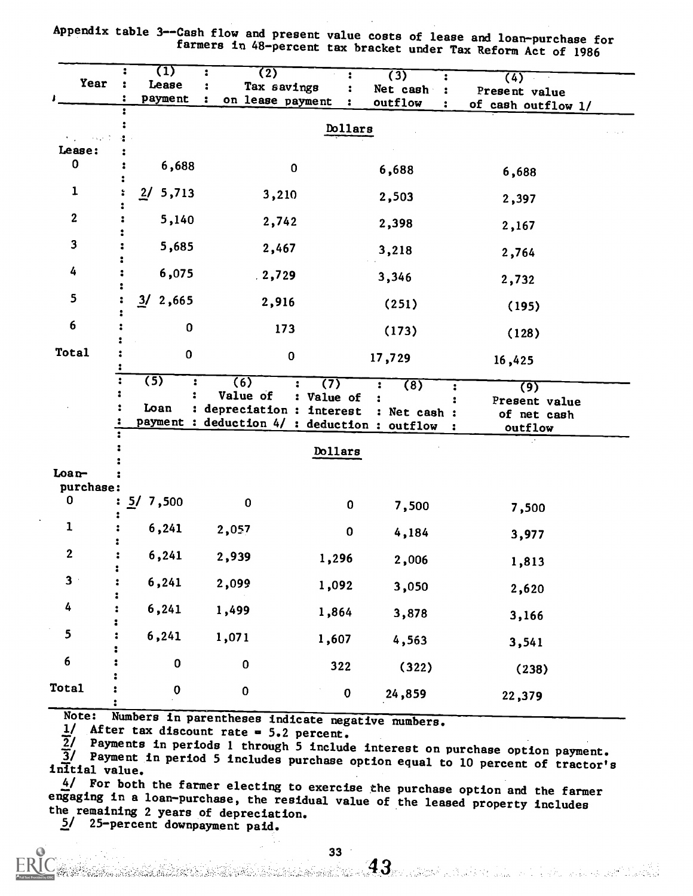Appendix table 3--Cash flow and present value costs of lease and loan-purchase for farmers in 48-percent tax bracket under Tax Reform Act of 1986

| Year | (1) Lease payment | (2) Tax savings on lease payment | (3) Net cash outflow | (4) Present value of cash outflow 1/ |
|---|---|---|---|---|
| | Dollars | | | |
| Lease: | | | | |
| 0 | 6,688 | 0 | 6,688 | 6,688 |
| 1 | 2/ 5,713 | 3,210 | 2,503 | 2,397 |
| 2 | 5,140 | 2,742 | 2,398 | 2,167 |
| 3 | 5,685 | 2,467 | 3,218 | 2,764 |
| 4 | 6,075 | 2,729 | 3,346 | 2,732 |
| 5 | 3/ 2,665 | 2,916 | (251) | (195) |
| 6 | 0 | 173 | (173) | (128) |
| Total | 0 | 0 | 17,729 | 16,425 |

| Year | (5) Loan payment | (6) Value of depreciation deduction 4/ | (7) Value of interest deduction | (8) Net cash outflow | (9) Present value of net cash outflow |
|---|---|---|---|---|---|
| | Dollars | | | | |
| Loan-purchase: | | | | | |
| 0 | 5/ 7,500 | 0 | 0 | 7,500 | 7,500 |
| 1 | 6,241 | 2,057 | 0 | 4,184 | 3,977 |
| 2 | 6,241 | 2,939 | 1,296 | 2,006 | 1,813 |
| 3 | 6,241 | 2,099 | 1,092 | 3,050 | 2,620 |
| 4 | 6,241 | 1,499 | 1,864 | 3,878 | 3,166 |
| 5 | 6,241 | 1,071 | 1,607 | 4,563 | 3,541 |
| 6 | 0 | 0 | 322 | (322) | (238) |
| Total | 0 | 0 | 0 | 24,859 | 22,379 |

Note: Numbers in parentheses indicate negative numbers.

1/ After tax discount rate = 5.2 percent.

2/ Payments in periods 1 through 5 include interest on purchase option payment.

3/ Payment in period 5 includes purchase option equal to 10 percent of tractor's initial value.

4/ For both the farmer electing to exercise the purchase option and the farmer engaging in a loan-purchase, the residual value of the leased property includes the remaining 2 years of depreciation.

5/ 25-percent downpayment paid.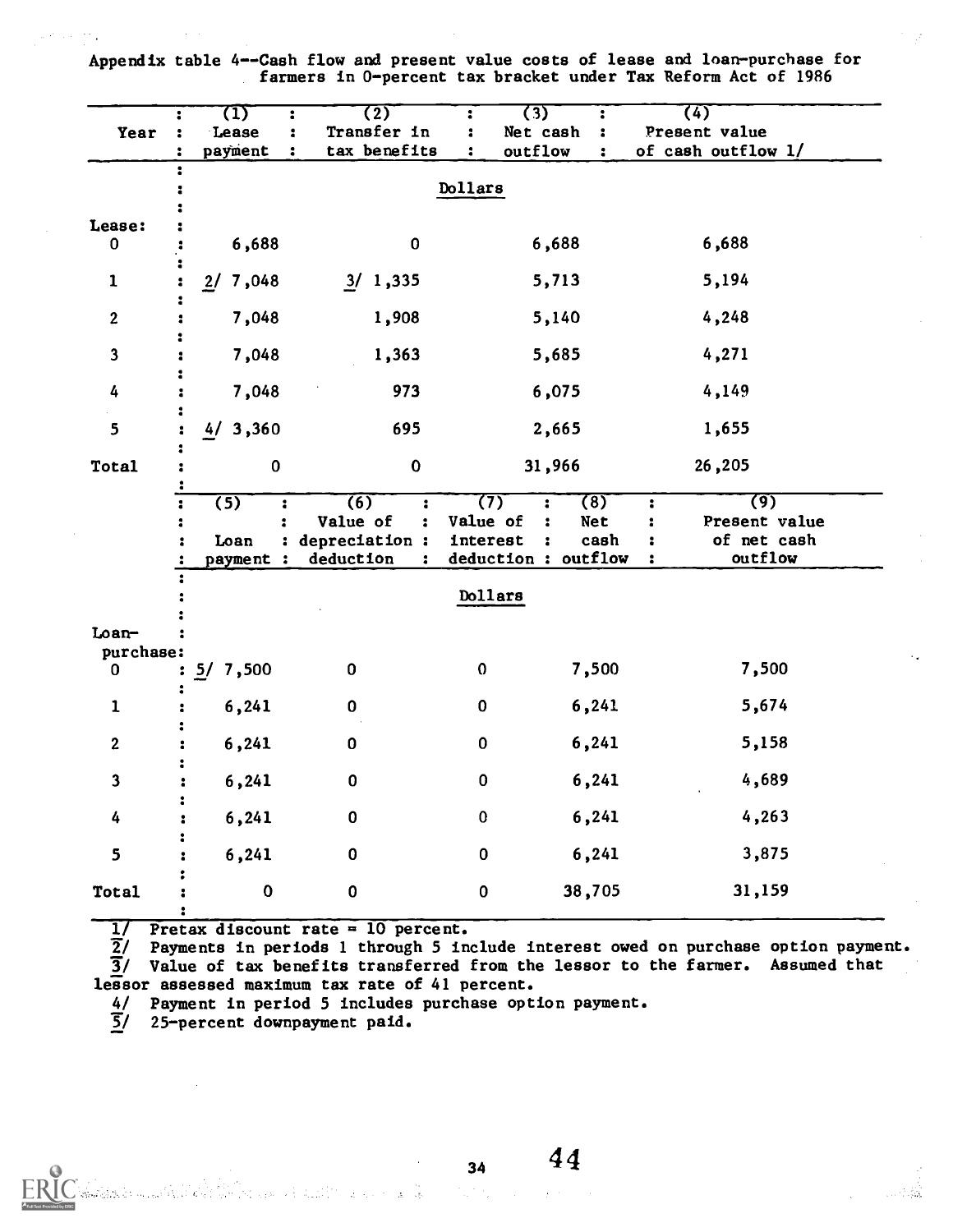Appendix table 4--Cash flow and present value costs of lease and loan-purchase for farmers in 0-percent tax bracket under Tax Reform Act of 1986

| Year | (1) Lease payment | (2) Transfer in tax benefits | (3) Net cash outflow | (4) Present value of cash outflow 1/ |
|---|---|---|---|---|
| | Dollars | | | |
| Lease: | | | | |
| 0 | 6,688 | 0 | 6,688 | 6,688 |
| 1 | 2/ 7,048 | 3/ 1,335 | 5,713 | 5,194 |
| 2 | 7,048 | 1,908 | 5,140 | 4,248 |
| 3 | 7,048 | 1,363 | 5,685 | 4,271 |
| 4 | 7,048 | 973 | 6,075 | 4,149 |
| 5 | 4/ 3,360 | 695 | 2,665 | 1,655 |
| Total | 0 | 0 | 31,966 | 26,205 |

| Year | (5) Loan payment | (6) Value of depreciation deduction | (7) Value of interest deduction | (8) Net cash outflow | (9) Present value of net cash outflow |
|---|---|---|---|---|---|
| | Dollars | | | | |
| Loan-purchase: | | | | | |
| 0 | 5/ 7,500 | 0 | 0 | 7,500 | 7,500 |
| 1 | 6,241 | 0 | 0 | 6,241 | 5,674 |
| 2 | 6,241 | 0 | 0 | 6,241 | 5,158 |
| 3 | 6,241 | 0 | 0 | 6,241 | 4,689 |
| 4 | 6,241 | 0 | 0 | 6,241 | 4,263 |
| 5 | 6,241 | 0 | 0 | 6,241 | 3,875 |
| Total | 0 | 0 | 0 | 38,705 | 31,159 |

1/ Pretax discount rate = 10 percent.
2/ Payments in periods 1 through 5 include interest owed on purchase option payment.
3/ Value of tax benefits transferred from the lessor to the farmer. Assumed that lessor assessed maximum tax rate of 41 percent.
4/ Payment in period 5 includes purchase option payment.
5/ 25-percent downpayment paid.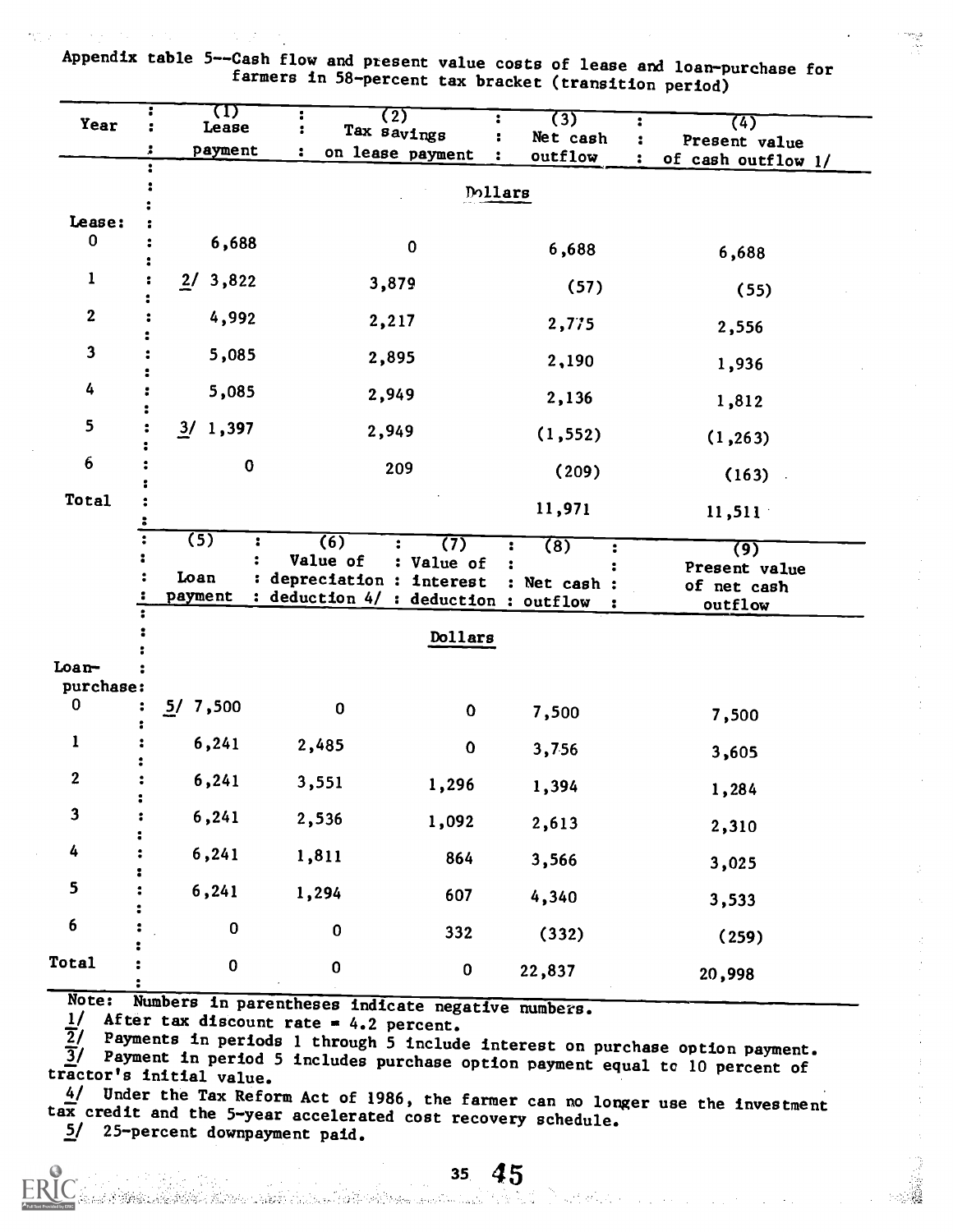Appendix table 5--Cash flow and present value costs of lease and loan-purchase for farmers in 58-percent tax bracket (transition period)

| Year | (1) Lease payment | (2) Tax savings on lease payment | (3) Net cash outflow | (4) Present value of cash outflow 1/ |
|---|---|---|---|---|
| | | | Dollars | |
| Lease: | | | | |
| 0 | 6,688 | 0 | 6,688 | 6,688 |
| 1 | 2/ 3,822 | 3,879 | (57) | (55) |
| 2 | 4,992 | 2,217 | 2,775 | 2,556 |
| 3 | 5,085 | 2,895 | 2,190 | 1,936 |
| 4 | 5,085 | 2,949 | 2,136 | 1,812 |
| 5 | 3/ 1,397 | 2,949 | (1,552) | (1,263) |
| 6 | 0 | 209 | (209) | (163) |
| Total | | | 11,971 | 11,511 |

| Year | (5) Loan payment | (6) Value of depreciation deduction 4/ | (7) Value of interest deduction | (8) Net cash outflow | (9) Present value of net cash outflow |
|---|---|---|---|---|---|
| | | | Dollars | | |
| Loan-purchase: | | | | | |
| 0 | 5/ 7,500 | 0 | 0 | 7,500 | 7,500 |
| 1 | 6,241 | 2,485 | 0 | 3,756 | 3,605 |
| 2 | 6,241 | 3,551 | 1,296 | 1,394 | 1,284 |
| 3 | 6,241 | 2,536 | 1,092 | 2,613 | 2,310 |
| 4 | 6,241 | 1,811 | 864 | 3,566 | 3,025 |
| 5 | 6,241 | 1,294 | 607 | 4,340 | 3,533 |
| 6 | 0 | 0 | 332 | (332) | (259) |
| Total | 0 | 0 | 0 | 22,837 | 20,998 |

Note: Numbers in parentheses indicate negative numbers.

1/ After tax discount rate = 4.2 percent.

2/ Payments in periods 1 through 5 include interest on purchase option payment.

3/ Payment in period 5 includes purchase option payment equal to 10 percent of tractor's initial value.

4/ Under the Tax Reform Act of 1986, the farmer can no longer use the investment tax credit and the 5-year accelerated cost recovery schedule.

5/ 25-percent downpayment paid.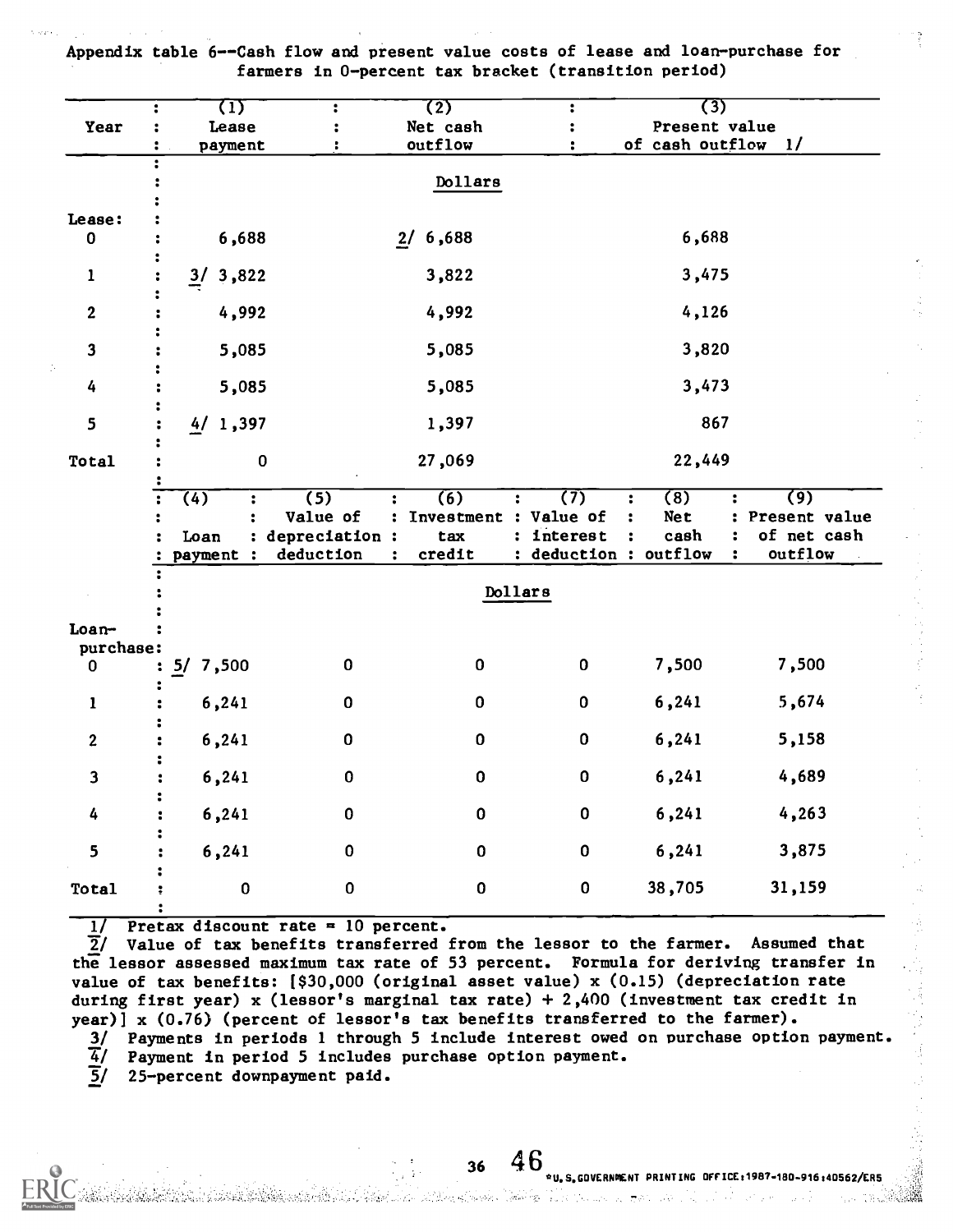Appendix table 6--Cash flow and present value costs of lease and loan-purchase for farmers in 0-percent tax bracket (transition period)

| Year | (1) Lease payment | (2) Net cash outflow | (3) Present value of cash outflow 1/ |
|---|---|---|---|
| | | Dollars | |
| Lease: | | | |
| 0 | 6,688 | 2/ 6,688 | 6,688 |
| 1 | 3/ 3,822 | 3,822 | 3,475 |
| 2 | 4,992 | 4,992 | 4,126 |
| 3 | 5,085 | 5,085 | 3,820 |
| 4 | 5,085 | 5,085 | 3,473 |
| 5 | 4/ 1,397 | 1,397 | 867 |
| Total | 0 | 27,069 | 22,449 |

| Year | (4) Loan payment | (5) Value of depreciation deduction | (6) Investment tax credit | (7) Value of interest deduction | (8) Net cash outflow | (9) Present value of net cash outflow |
|---|---|---|---|---|---|---|
| | | | Dollars | | | |
| Loan-purchase: | | | | | | |
| 0 | 5/ 7,500 | 0 | 0 | 0 | 7,500 | 7,500 |
| 1 | 6,241 | 0 | 0 | 0 | 6,241 | 5,674 |
| 2 | 6,241 | 0 | 0 | 0 | 6,241 | 5,158 |
| 3 | 6,241 | 0 | 0 | 0 | 6,241 | 4,689 |
| 4 | 6,241 | 0 | 0 | 0 | 6,241 | 4,263 |
| 5 | 6,241 | 0 | 0 | 0 | 6,241 | 3,875 |
| Total | 0 | 0 | 0 | 0 | 38,705 | 31,159 |

1/ Pretax discount rate = 10 percent.

2/ Value of tax benefits transferred from the lessor to the farmer. Assumed that the lessor assessed maximum tax rate of 53 percent. Formula for deriving transfer in value of tax benefits: [$30,000 (original asset value) x (0.15) (depreciation rate during first year) x (lessor's marginal tax rate) + 2,400 (investment tax credit in year)] x (0.76) (percent of lessor's tax benefits transferred to the farmer).

3/ Payments in periods 1 through 5 include interest owed on purchase option payment.

4/ Payment in period 5 includes purchase option payment.

5/ 25-percent downpayment paid.

*U.S. GOVERNMENT PRINTING OFFICE:1987-180-916:40562/ERS